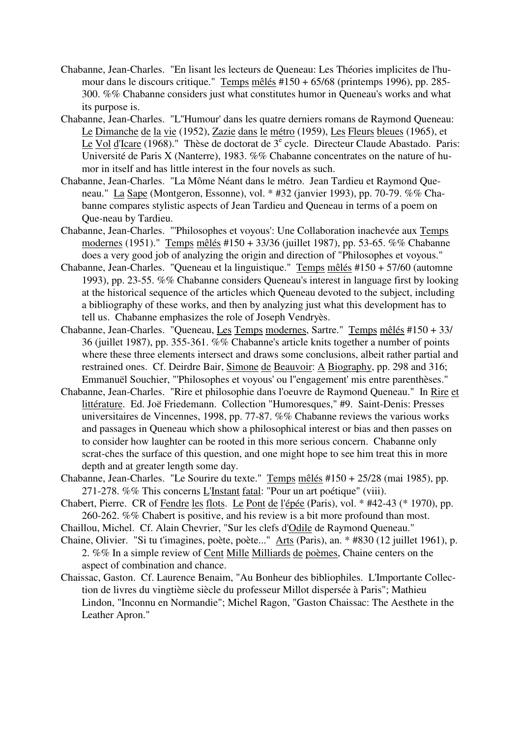Chabanne, Jean-Charles. "En lisant les lecteurs de Queneau: Les Théories implicites de l'humour dans le discours critique." Temps mêlés #150 + 65/68 (printemps 1996), pp. 285-300. %% Chabanne considers just what constitutes humor in Queneau's works and what its purpose is.

Chabanne, Jean-Charles. "L''Humour' dans les quatre derniers romans de Raymond Queneau: Le Dimanche de la vie (1952), Zazie dans le métro (1959), Les Fleurs bleues (1965), et Le Vol d'Icare (1968)." Thèse de doctorat de 3e cycle. Directeur Claude Abastado. Paris: Université de Paris X (Nanterre), 1983. %% Chabanne concentrates on the nature of humor in itself and has little interest in the four novels as such.

Chabanne, Jean-Charles. "La Môme Néant dans le métro. Jean Tardieu et Raymond Queneau." La Sape (Montgeron, Essonne), vol. * #32 (janvier 1993), pp. 70-79. %% Chabanne compares stylistic aspects of Jean Tardieu and Queneau in terms of a poem on Que-neau by Tardieu.

Chabanne, Jean-Charles. "'Philosophes et voyous': Une Collaboration inachevée aux Temps modernes (1951)." Temps mêlés #150 + 33/36 (juillet 1987), pp. 53-65. %% Chabanne does a very good job of analyzing the origin and direction of "Philosophes et voyous."

Chabanne, Jean-Charles. "Queneau et la linguistique." Temps mêlés #150 + 57/60 (automne 1993), pp. 23-55. %% Chabanne considers Queneau's interest in language first by looking at the historical sequence of the articles which Queneau devoted to the subject, including a bibliography of these works, and then by analyzing just what this development has to tell us. Chabanne emphasizes the role of Joseph Vendryès.

Chabanne, Jean-Charles. "Queneau, Les Temps modernes, Sartre." Temps mêlés #150 + 33/36 (juillet 1987), pp. 355-361. %% Chabanne's article knits together a number of points where these three elements intersect and draws some conclusions, albeit rather partial and restrained ones. Cf. Deirdre Bair, Simone de Beauvoir: A Biography, pp. 298 and 316; Emmanuël Souchier, "'Philosophes et voyous' ou l''engagement' mis entre parenthèses."

Chabanne, Jean-Charles. "Rire et philosophie dans l'oeuvre de Raymond Queneau." In Rire et littérature. Ed. Joë Friedemann. Collection "Humoresques," #9. Saint-Denis: Presses universitaires de Vincennes, 1998, pp. 77-87. %% Chabanne reviews the various works and passages in Queneau which show a philosophical interest or bias and then passes on to consider how laughter can be rooted in this more serious concern. Chabanne only scrat-ches the surface of this question, and one might hope to see him treat this in more depth and at greater length some day.

Chabanne, Jean-Charles. "Le Sourire du texte." Temps mêlés #150 + 25/28 (mai 1985), pp. 271-278. %% This concerns L'Instant fatal: "Pour un art poétique" (viii).

Chabert, Pierre. CR of Fendre les flots. Le Pont de l'épée (Paris), vol. * #42-43 (* 1970), pp. 260-262. %% Chabert is positive, and his review is a bit more profound than most.

Chaillou, Michel. Cf. Alain Chevrier, "Sur les clefs d'Odile de Raymond Queneau."

Chaine, Olivier. "Si tu t'imagines, poète, poète..." Arts (Paris), an. * #830 (12 juillet 1961), p. 2. %% In a simple review of Cent Mille Milliards de poèmes, Chaine centers on the aspect of combination and chance.

Chaissac, Gaston. Cf. Laurence Benaim, "Au Bonheur des bibliophiles. L'Importante Collection de livres du vingtième siècle du professeur Millot dispersée à Paris"; Mathieu Lindon, "Inconnu en Normandie"; Michel Ragon, "Gaston Chaissac: The Aesthete in the Leather Apron."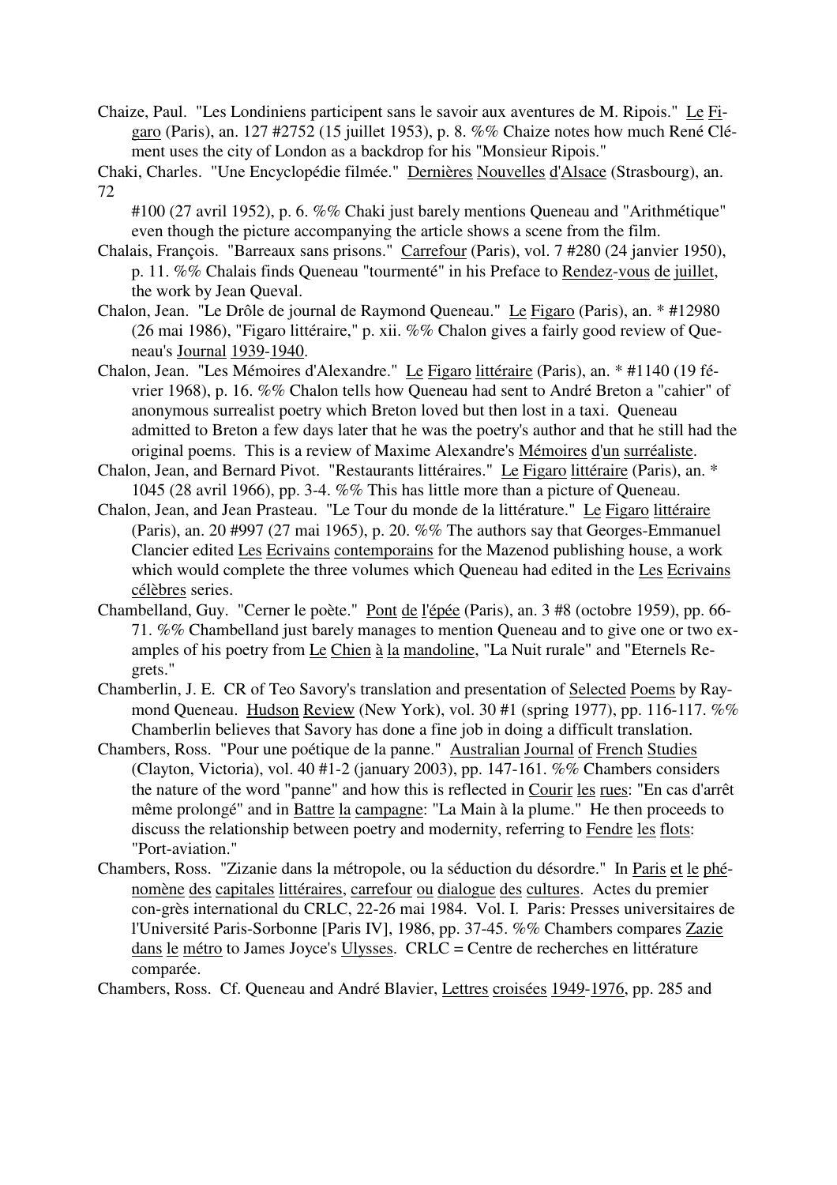Chaize, Paul. "Les Londiniens participent sans le savoir aux aventures de M. Ripois." Le Figaro (Paris), an. 127 #2752 (15 juillet 1953), p. 8. %% Chaize notes how much René Clément uses the city of London as a backdrop for his "Monsieur Ripois."

Chaki, Charles. "Une Encyclopédie filmée." Dernières Nouvelles d'Alsace (Strasbourg), an. 72 #100 (27 avril 1952), p. 6. %% Chaki just barely mentions Queneau and "Arithmétique" even though the picture accompanying the article shows a scene from the film.

Chalais, François. "Barreaux sans prisons." Carrefour (Paris), vol. 7 #280 (24 janvier 1950), p. 11. %% Chalais finds Queneau "tourmenté" in his Preface to Rendez-vous de juillet, the work by Jean Queval.

Chalon, Jean. "Le Drôle de journal de Raymond Queneau." Le Figaro (Paris), an. * #12980 (26 mai 1986), "Figaro littéraire," p. xii. %% Chalon gives a fairly good review of Queneau's Journal 1939-1940.

Chalon, Jean. "Les Mémoires d'Alexandre." Le Figaro littéraire (Paris), an. * #1140 (19 février 1968), p. 16. %% Chalon tells how Queneau had sent to André Breton a "cahier" of anonymous surrealist poetry which Breton loved but then lost in a taxi. Queneau admitted to Breton a few days later that he was the poetry's author and that he still had the original poems. This is a review of Maxime Alexandre's Mémoires d'un surréaliste.

Chalon, Jean, and Bernard Pivot. "Restaurants littéraires." Le Figaro littéraire (Paris), an. * 1045 (28 avril 1966), pp. 3-4. %% This has little more than a picture of Queneau.

Chalon, Jean, and Jean Prasteau. "Le Tour du monde de la littérature." Le Figaro littéraire (Paris), an. 20 #997 (27 mai 1965), p. 20. %% The authors say that Georges-Emmanuel Clancier edited Les Ecrivains contemporains for the Mazenod publishing house, a work which would complete the three volumes which Queneau had edited in the Les Ecrivains célèbres series.

Chambelland, Guy. "Cerner le poète." Pont de l'épée (Paris), an. 3 #8 (octobre 1959), pp. 66-71. %% Chambelland just barely manages to mention Queneau and to give one or two examples of his poetry from Le Chien à la mandoline, "La Nuit rurale" and "Eternels Regrets."

Chamberlin, J. E. CR of Teo Savory's translation and presentation of Selected Poems by Raymond Queneau. Hudson Review (New York), vol. 30 #1 (spring 1977), pp. 116-117. %% Chamberlin believes that Savory has done a fine job in doing a difficult translation.

Chambers, Ross. "Pour une poétique de la panne." Australian Journal of French Studies (Clayton, Victoria), vol. 40 #1-2 (january 2003), pp. 147-161. %% Chambers considers the nature of the word "panne" and how this is reflected in Courir les rues: "En cas d'arrêt même prolongé" and in Battre la campagne: "La Main à la plume." He then proceeds to discuss the relationship between poetry and modernity, referring to Fendre les flots: "Port-aviation."

Chambers, Ross. "Zizanie dans la métropole, ou la séduction du désordre." In Paris et le phénomène des capitales littéraires, carrefour ou dialogue des cultures. Actes du premier con-grès international du CRLC, 22-26 mai 1984. Vol. I. Paris: Presses universitaires de l'Université Paris-Sorbonne [Paris IV], 1986, pp. 37-45. %% Chambers compares Zazie dans le métro to James Joyce's Ulysses. CRLC = Centre de recherches en littérature comparée.

Chambers, Ross. Cf. Queneau and André Blavier, Lettres croisées 1949-1976, pp. 285 and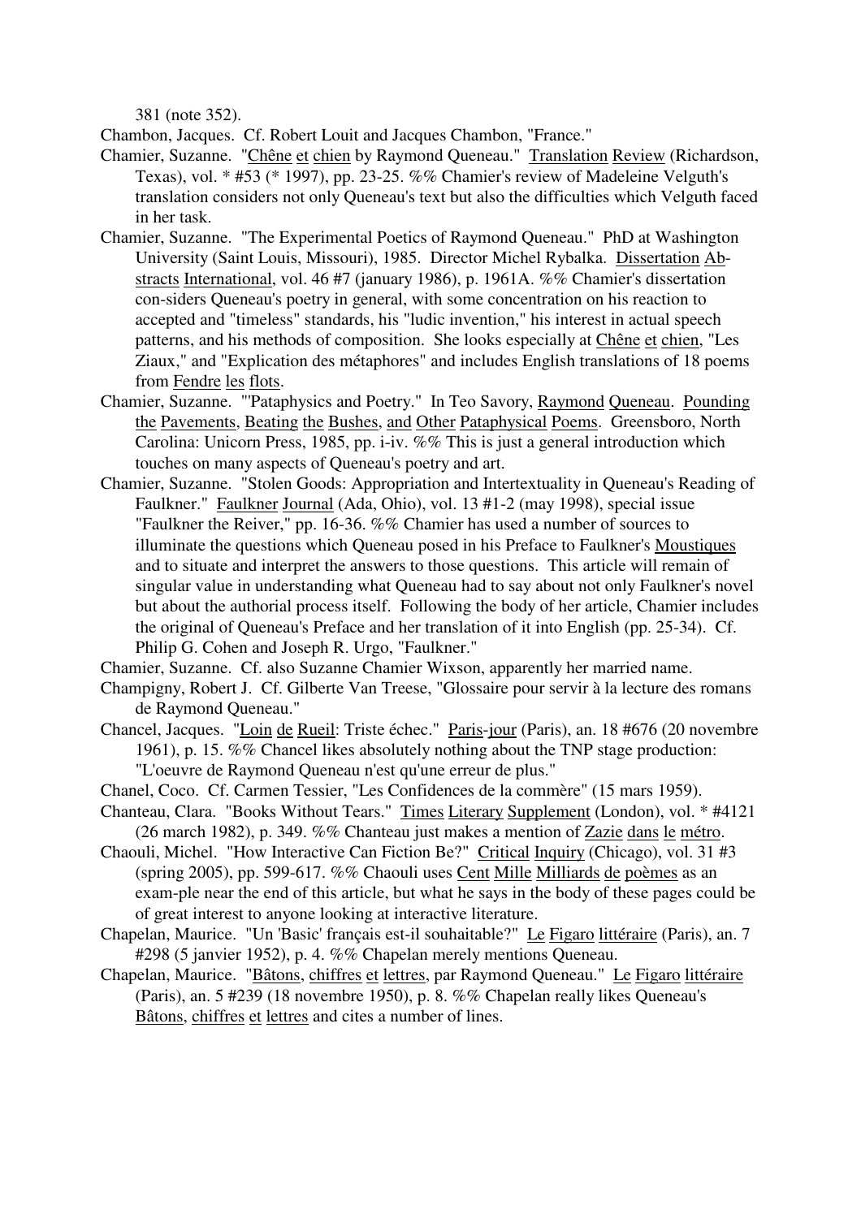381 (note 352).

Chambon, Jacques. Cf. Robert Louit and Jacques Chambon, "France."

Chamier, Suzanne. "Chêne et chien by Raymond Queneau." Translation Review (Richardson, Texas), vol. * #53 (* 1997), pp. 23-25. %% Chamier's review of Madeleine Velguth's translation considers not only Queneau's text but also the difficulties which Velguth faced in her task.

Chamier, Suzanne. "The Experimental Poetics of Raymond Queneau." PhD at Washington University (Saint Louis, Missouri), 1985. Director Michel Rybalka. Dissertation Abstracts International, vol. 46 #7 (january 1986), p. 1961A. %% Chamier's dissertation con-siders Queneau's poetry in general, with some concentration on his reaction to accepted and "timeless" standards, his "ludic invention," his interest in actual speech patterns, and his methods of composition. She looks especially at Chêne et chien, "Les Ziaux," and "Explication des métaphores" and includes English translations of 18 poems from Fendre les flots.

Chamier, Suzanne. "'Pataphysics and Poetry." In Teo Savory, Raymond Queneau. Pounding the Pavements, Beating the Bushes, and Other Pataphysical Poems. Greensboro, North Carolina: Unicorn Press, 1985, pp. i-iv. %% This is just a general introduction which touches on many aspects of Queneau's poetry and art.

Chamier, Suzanne. "Stolen Goods: Appropriation and Intertextuality in Queneau's Reading of Faulkner." Faulkner Journal (Ada, Ohio), vol. 13 #1-2 (may 1998), special issue "Faulkner the Reiver," pp. 16-36. %% Chamier has used a number of sources to illuminate the questions which Queneau posed in his Preface to Faulkner's Moustiques and to situate and interpret the answers to those questions. This article will remain of singular value in understanding what Queneau had to say about not only Faulkner's novel but about the authorial process itself. Following the body of her article, Chamier includes the original of Queneau's Preface and her translation of it into English (pp. 25-34). Cf. Philip G. Cohen and Joseph R. Urgo, "Faulkner."

Chamier, Suzanne. Cf. also Suzanne Chamier Wixson, apparently her married name.

Champigny, Robert J. Cf. Gilberte Van Treese, "Glossaire pour servir à la lecture des romans de Raymond Queneau."

Chancel, Jacques. "Loin de Rueil: Triste échec." Paris-jour (Paris), an. 18 #676 (20 novembre 1961), p. 15. %% Chancel likes absolutely nothing about the TNP stage production: "L'oeuvre de Raymond Queneau n'est qu'une erreur de plus."

Chanel, Coco. Cf. Carmen Tessier, "Les Confidences de la commère" (15 mars 1959).

Chanteau, Clara. "Books Without Tears." Times Literary Supplement (London), vol. * #4121 (26 march 1982), p. 349. %% Chanteau just makes a mention of Zazie dans le métro.

Chaouli, Michel. "How Interactive Can Fiction Be?" Critical Inquiry (Chicago), vol. 31 #3 (spring 2005), pp. 599-617. %% Chaouli uses Cent Mille Milliards de poèmes as an exam-ple near the end of this article, but what he says in the body of these pages could be of great interest to anyone looking at interactive literature.

Chapelan, Maurice. "Un 'Basic' français est-il souhaitable?" Le Figaro littéraire (Paris), an. 7 #298 (5 janvier 1952), p. 4. %% Chapelan merely mentions Queneau.

Chapelan, Maurice. "Bâtons, chiffres et lettres, par Raymond Queneau." Le Figaro littéraire (Paris), an. 5 #239 (18 novembre 1950), p. 8. %% Chapelan really likes Queneau's Bâtons, chiffres et lettres and cites a number of lines.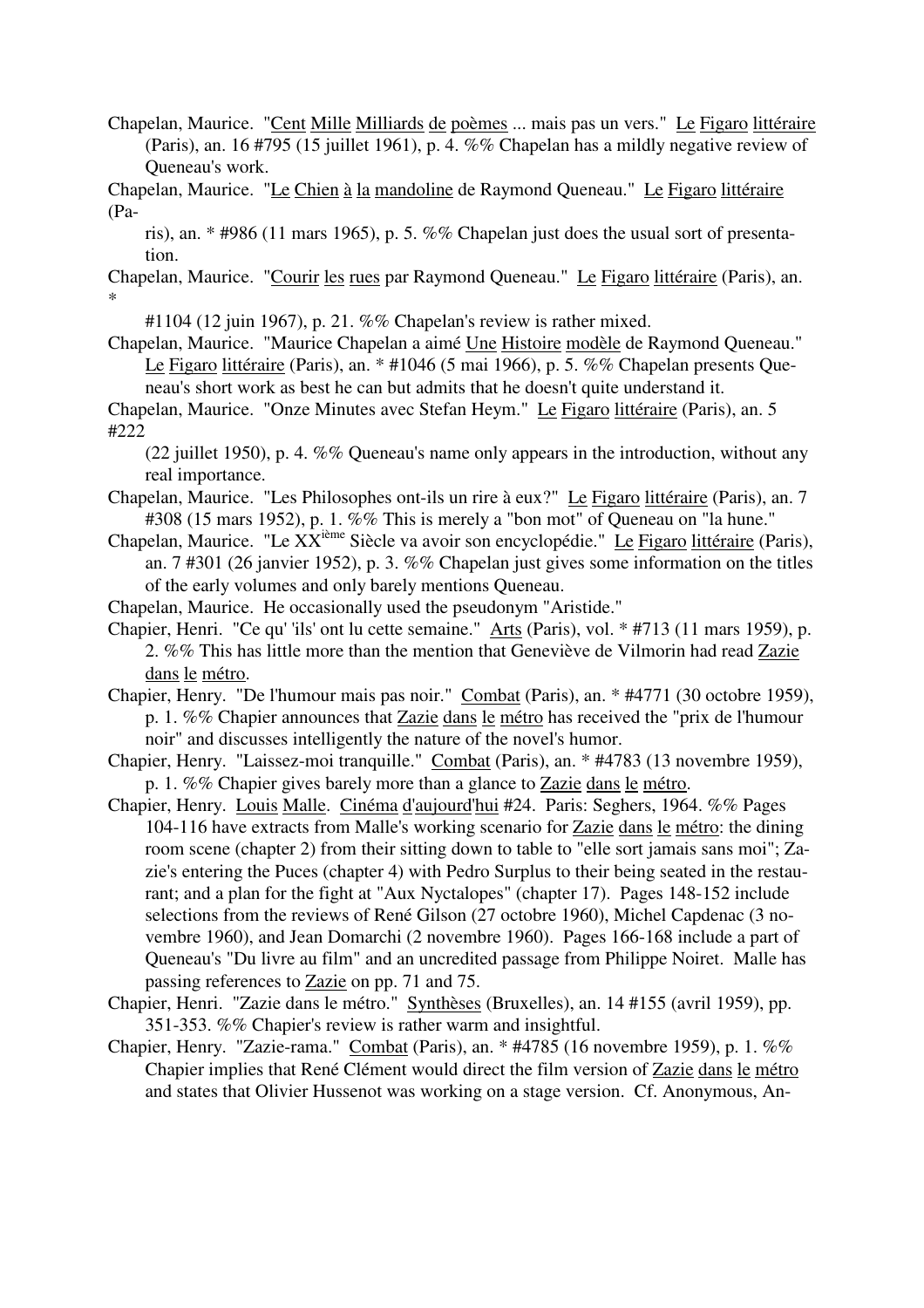Chapelan, Maurice. "Cent Mille Milliards de poèmes ... mais pas un vers." Le Figaro littéraire (Paris), an. 16 #795 (15 juillet 1961), p. 4. %% Chapelan has a mildly negative review of Queneau's work.

Chapelan, Maurice. "Le Chien à la mandoline de Raymond Queneau." Le Figaro littéraire (Paris), an. * #986 (11 mars 1965), p. 5. %% Chapelan just does the usual sort of presentation.

Chapelan, Maurice. "Courir les rues par Raymond Queneau." Le Figaro littéraire (Paris), an. * #1104 (12 juin 1967), p. 21. %% Chapelan's review is rather mixed.

Chapelan, Maurice. "Maurice Chapelan a aimé Une Histoire modèle de Raymond Queneau." Le Figaro littéraire (Paris), an. * #1046 (5 mai 1966), p. 5. %% Chapelan presents Queneau's short work as best he can but admits that he doesn't quite understand it.

Chapelan, Maurice. "Onze Minutes avec Stefan Heym." Le Figaro littéraire (Paris), an. 5 #222 (22 juillet 1950), p. 4. %% Queneau's name only appears in the introduction, without any real importance.

Chapelan, Maurice. "Les Philosophes ont-ils un rire à eux?" Le Figaro littéraire (Paris), an. 7 #308 (15 mars 1952), p. 1. %% This is merely a "bon mot" of Queneau on "la hune."

Chapelan, Maurice. "Le XX[ième] Siècle va avoir son encyclopédie." Le Figaro littéraire (Paris), an. 7 #301 (26 janvier 1952), p. 3. %% Chapelan just gives some information on the titles of the early volumes and only barely mentions Queneau.

Chapelan, Maurice. He occasionally used the pseudonym "Aristide."

Chapier, Henri. "Ce qu' 'ils' ont lu cette semaine." Arts (Paris), vol. * #713 (11 mars 1959), p. 2. %% This has little more than the mention that Geneviève de Vilmorin had read Zazie dans le métro.

Chapier, Henry. "De l'humour mais pas noir." Combat (Paris), an. * #4771 (30 octobre 1959), p. 1. %% Chapier announces that Zazie dans le métro has received the "prix de l'humour noir" and discusses intelligently the nature of the novel's humor.

Chapier, Henry. "Laissez-moi tranquille." Combat (Paris), an. * #4783 (13 novembre 1959), p. 1. %% Chapier gives barely more than a glance to Zazie dans le métro.

Chapier, Henry. Louis Malle. Cinéma d'aujourd'hui #24. Paris: Seghers, 1964. %% Pages 104-116 have extracts from Malle's working scenario for Zazie dans le métro: the dining room scene (chapter 2) from their sitting down to table to "elle sort jamais sans moi"; Zazie's entering the Puces (chapter 4) with Pedro Surplus to their being seated in the restaurant; and a plan for the fight at "Aux Nyctalopes" (chapter 17). Pages 148-152 include selections from the reviews of René Gilson (27 octobre 1960), Michel Capdenac (3 novembre 1960), and Jean Domarchi (2 novembre 1960). Pages 166-168 include a part of Queneau's "Du livre au film" and an uncredited passage from Philippe Noiret. Malle has passing references to Zazie on pp. 71 and 75.

Chapier, Henri. "Zazie dans le métro." Synthèses (Bruxelles), an. 14 #155 (avril 1959), pp. 351-353. %% Chapier's review is rather warm and insightful.

Chapier, Henry. "Zazie-rama." Combat (Paris), an. * #4785 (16 novembre 1959), p. 1. %% Chapier implies that René Clément would direct the film version of Zazie dans le métro and states that Olivier Hussenot was working on a stage version. Cf. Anonymous, An-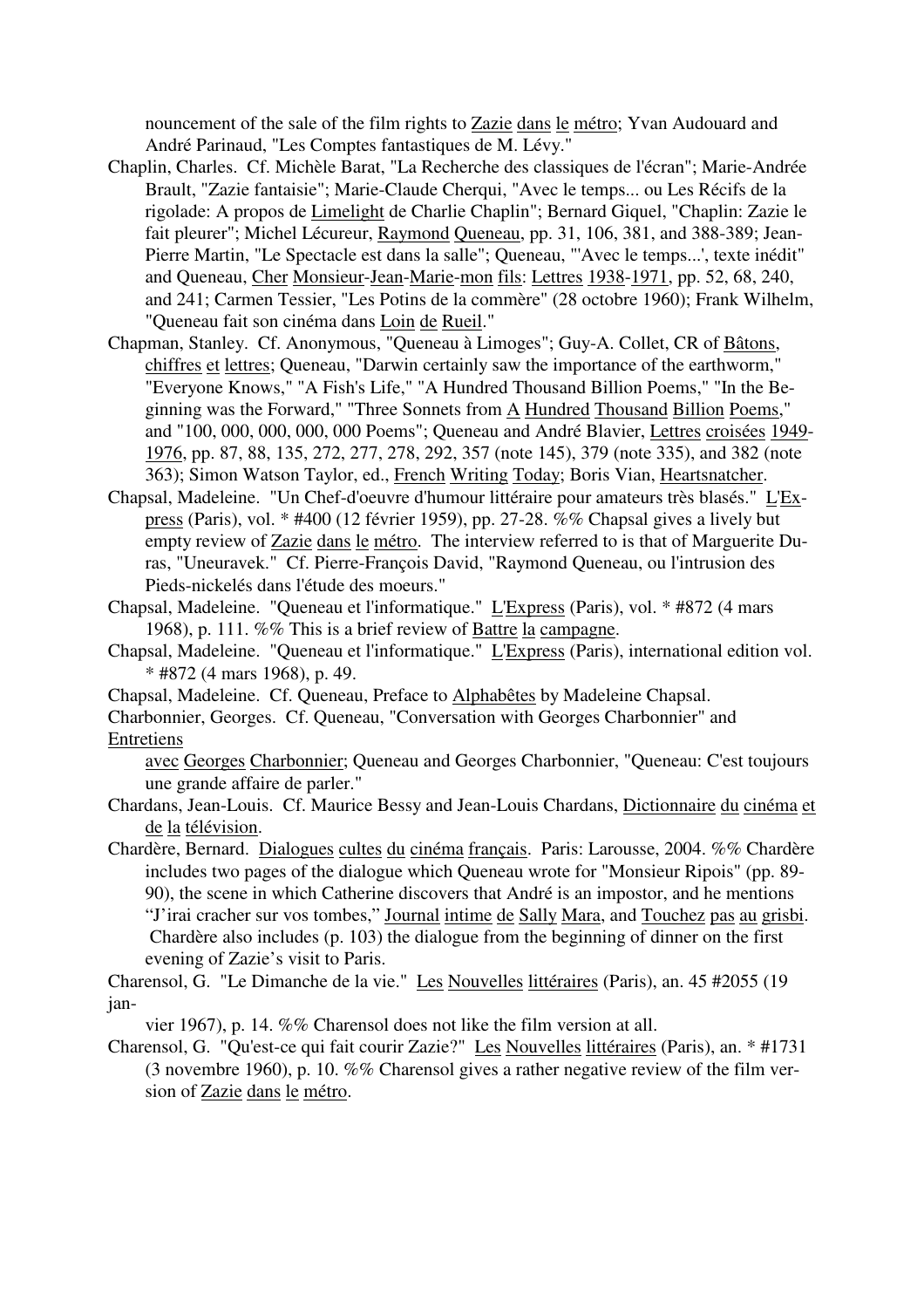nouncement of the sale of the film rights to Zazie dans le métro; Yvan Audouard and André Parinaud, "Les Comptes fantastiques de M. Lévy."

Chaplin, Charles. Cf. Michèle Barat, "La Recherche des classiques de l'écran"; Marie-Andrée Brault, "Zazie fantaisie"; Marie-Claude Cherqui, "Avec le temps... ou Les Récifs de la rigolade: A propos de Limelight de Charlie Chaplin"; Bernard Giquel, "Chaplin: Zazie le fait pleurer"; Michel Lécureur, Raymond Queneau, pp. 31, 106, 381, and 388-389; Jean-Pierre Martin, "Le Spectacle est dans la salle"; Queneau, "'Avec le temps...', texte inédit" and Queneau, Cher Monsieur-Jean-Marie-mon fils: Lettres 1938-1971, pp. 52, 68, 240, and 241; Carmen Tessier, "Les Potins de la commère" (28 octobre 1960); Frank Wilhelm, "Queneau fait son cinéma dans Loin de Rueil."

Chapman, Stanley. Cf. Anonymous, "Queneau à Limoges"; Guy-A. Collet, CR of Bâtons, chiffres et lettres; Queneau, "Darwin certainly saw the importance of the earthworm," "Everyone Knows," "A Fish's Life," "A Hundred Thousand Billion Poems," "In the Beginning was the Forward," "Three Sonnets from A Hundred Thousand Billion Poems," and "100, 000, 000, 000, 000 Poems"; Queneau and André Blavier, Lettres croisées 1949-1976, pp. 87, 88, 135, 272, 277, 278, 292, 357 (note 145), 379 (note 335), and 382 (note 363); Simon Watson Taylor, ed., French Writing Today; Boris Vian, Heartsnatcher.

Chapsal, Madeleine. "Un Chef-d'oeuvre d'humour littéraire pour amateurs très blasés." L'Express (Paris), vol. * #400 (12 février 1959), pp. 27-28. %% Chapsal gives a lively but empty review of Zazie dans le métro. The interview referred to is that of Marguerite Duras, "Uneuravek." Cf. Pierre-François David, "Raymond Queneau, ou l'intrusion des Pieds-nickelés dans l'étude des moeurs."

Chapsal, Madeleine. "Queneau et l'informatique." L'Express (Paris), vol. * #872 (4 mars 1968), p. 111. %% This is a brief review of Battre la campagne.

Chapsal, Madeleine. "Queneau et l'informatique." L'Express (Paris), international edition vol. * #872 (4 mars 1968), p. 49.

Chapsal, Madeleine. Cf. Queneau, Preface to Alphabêtes by Madeleine Chapsal.

Charbonnier, Georges. Cf. Queneau, "Conversation with Georges Charbonnier" and Entretiens avec Georges Charbonnier; Queneau and Georges Charbonnier, "Queneau: C'est toujours une grande affaire de parler."

Chardans, Jean-Louis. Cf. Maurice Bessy and Jean-Louis Chardans, Dictionnaire du cinéma et de la télévision.

Chardère, Bernard. Dialogues cultes du cinéma français. Paris: Larousse, 2004. %% Chardère includes two pages of the dialogue which Queneau wrote for "Monsieur Ripois" (pp. 89-90), the scene in which Catherine discovers that André is an impostor, and he mentions "J'irai cracher sur vos tombes," Journal intime de Sally Mara, and Touchez pas au grisbi. Chardère also includes (p. 103) the dialogue from the beginning of dinner on the first evening of Zazie's visit to Paris.

Charensol, G. "Le Dimanche de la vie." Les Nouvelles littéraires (Paris), an. 45 #2055 (19 janvier 1967), p. 14. %% Charensol does not like the film version at all.

Charensol, G. "Qu'est-ce qui fait courir Zazie?" Les Nouvelles littéraires (Paris), an. * #1731 (3 novembre 1960), p. 10. %% Charensol gives a rather negative review of the film version of Zazie dans le métro.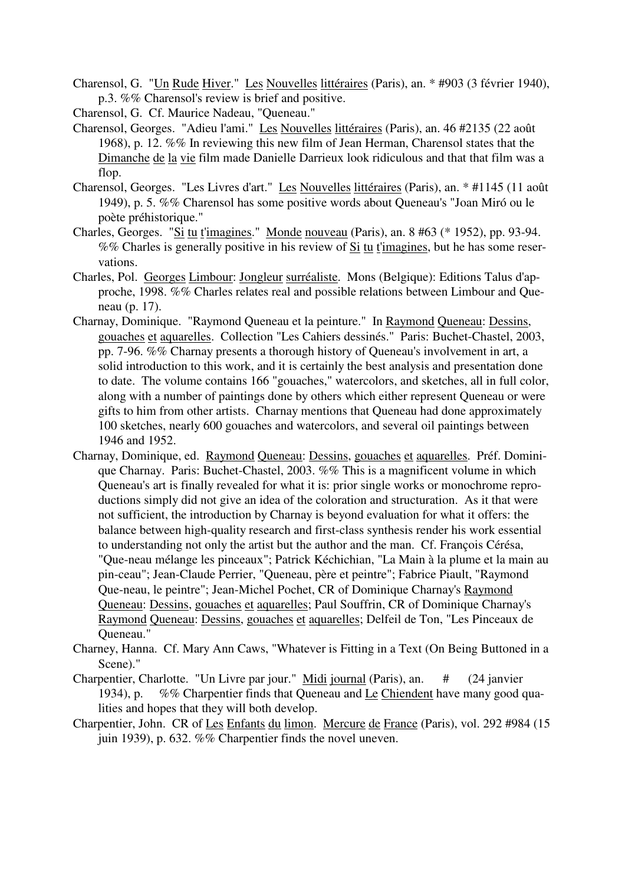Charensol, G. "Un Rude Hiver." Les Nouvelles littéraires (Paris), an. * #903 (3 février 1940), p.3. %% Charensol's review is brief and positive.

Charensol, G. Cf. Maurice Nadeau, "Queneau."

Charensol, Georges. "Adieu l'ami." Les Nouvelles littéraires (Paris), an. 46 #2135 (22 août 1968), p. 12. %% In reviewing this new film of Jean Herman, Charensol states that the Dimanche de la vie film made Danielle Darrieux look ridiculous and that that film was a flop.

Charensol, Georges. "Les Livres d'art." Les Nouvelles littéraires (Paris), an. * #1145 (11 août 1949), p. 5. %% Charensol has some positive words about Queneau's "Joan Miró ou le poète préhistorique."

Charles, Georges. "Si tu t'imagines." Monde nouveau (Paris), an. 8 #63 (* 1952), pp. 93-94. %% Charles is generally positive in his review of Si tu t'imagines, but he has some reservations.

Charles, Pol. Georges Limbour: Jongleur surréaliste. Mons (Belgique): Editions Talus d'approche, 1998. %% Charles relates real and possible relations between Limbour and Queneau (p. 17).

Charnay, Dominique. "Raymond Queneau et la peinture." In Raymond Queneau: Dessins, gouaches et aquarelles. Collection "Les Cahiers dessinés." Paris: Buchet-Chastel, 2003, pp. 7-96. %% Charnay presents a thorough history of Queneau's involvement in art, a solid introduction to this work, and it is certainly the best analysis and presentation done to date. The volume contains 166 "gouaches," watercolors, and sketches, all in full color, along with a number of paintings done by others which either represent Queneau or were gifts to him from other artists. Charnay mentions that Queneau had done approximately 100 sketches, nearly 600 gouaches and watercolors, and several oil paintings between 1946 and 1952.

Charnay, Dominique, ed. Raymond Queneau: Dessins, gouaches et aquarelles. Préf. Dominique Charnay. Paris: Buchet-Chastel, 2003. %% This is a magnificent volume in which Queneau's art is finally revealed for what it is: prior single works or monochrome reproductions simply did not give an idea of the coloration and structuration. As it that were not sufficient, the introduction by Charnay is beyond evaluation for what it offers: the balance between high-quality research and first-class synthesis render his work essential to understanding not only the artist but the author and the man. Cf. François Cérésa, "Que-neau mélange les pinceaux"; Patrick Kéchichian, "La Main à la plume et la main au pin-ceau"; Jean-Claude Perrier, "Queneau, père et peintre"; Fabrice Piault, "Raymond Que-neau, le peintre"; Jean-Michel Pochet, CR of Dominique Charnay's Raymond Queneau: Dessins, gouaches et aquarelles; Paul Souffrin, CR of Dominique Charnay's Raymond Queneau: Dessins, gouaches et aquarelles; Delfeil de Ton, "Les Pinceaux de Queneau."

Charney, Hanna. Cf. Mary Ann Caws, "Whatever is Fitting in a Text (On Being Buttoned in a Scene)."

Charpentier, Charlotte. "Un Livre par jour." Midi journal (Paris), an. # (24 janvier 1934), p. %% Charpentier finds that Queneau and Le Chiendent have many good qualities and hopes that they will both develop.

Charpentier, John. CR of Les Enfants du limon. Mercure de France (Paris), vol. 292 #984 (15 juin 1939), p. 632. %% Charpentier finds the novel uneven.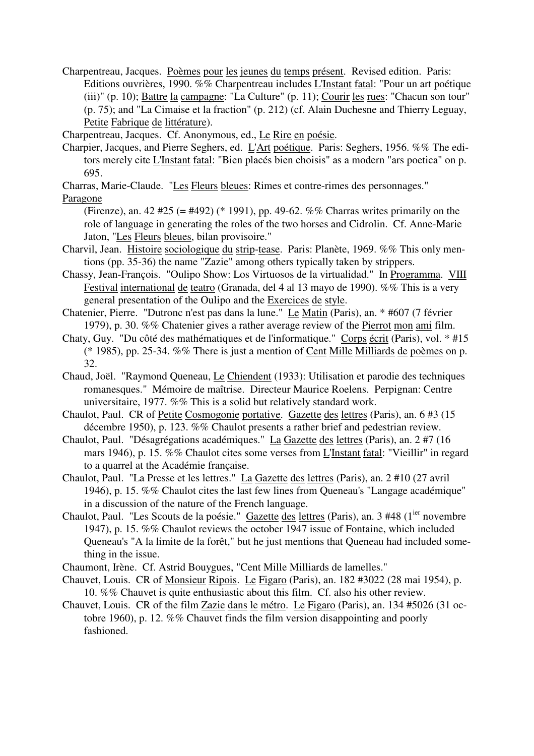Charpentreau, Jacques. Poèmes pour les jeunes du temps présent. Revised edition. Paris: Editions ouvrières, 1990. %% Charpentreau includes L'Instant fatal: "Pour un art poétique (iii)" (p. 10); Battre la campagne: "La Culture" (p. 11); Courir les rues: "Chacun son tour" (p. 75); and "La Cimaise et la fraction" (p. 212) (cf. Alain Duchesne and Thierry Leguay, Petite Fabrique de littérature).

Charpentreau, Jacques. Cf. Anonymous, ed., Le Rire en poésie.

Charpier, Jacques, and Pierre Seghers, ed. L'Art poétique. Paris: Seghers, 1956. %% The editors merely cite L'Instant fatal: "Bien placés bien choisis" as a modern "ars poetica" on p. 695.

Charras, Marie-Claude. "Les Fleurs bleues: Rimes et contre-rimes des personnages." Paragone (Firenze), an. 42 #25 (= #492) (* 1991), pp. 49-62. %% Charras writes primarily on the role of language in generating the roles of the two horses and Cidrolin. Cf. Anne-Marie Jaton, "Les Fleurs bleues, bilan provisoire."

Charvil, Jean. Histoire sociologique du strip-tease. Paris: Planète, 1969. %% This only mentions (pp. 35-36) the name "Zazie" among others typically taken by strippers.

Chassy, Jean-François. "Oulipo Show: Los Virtuosos de la virtualidad." In Programma. VIII Festival international de teatro (Granada, del 4 al 13 mayo de 1990). %% This is a very general presentation of the Oulipo and the Exercices de style.

Chatenier, Pierre. "Dutronc n'est pas dans la lune." Le Matin (Paris), an. * #607 (7 février 1979), p. 30. %% Chatenier gives a rather average review of the Pierrot mon ami film.

Chaty, Guy. "Du côté des mathématiques et de l'informatique." Corps écrit (Paris), vol. * #15 (* 1985), pp. 25-34. %% There is just a mention of Cent Mille Milliards de poèmes on p. 32.

Chaud, Joël. "Raymond Queneau, Le Chiendent (1933): Utilisation et parodie des techniques romanesques." Mémoire de maîtrise. Directeur Maurice Roelens. Perpignan: Centre universitaire, 1977. %% This is a solid but relatively standard work.

Chaulot, Paul. CR of Petite Cosmogonie portative. Gazette des lettres (Paris), an. 6 #3 (15 décembre 1950), p. 123. %% Chaulot presents a rather brief and pedestrian review.

Chaulot, Paul. "Désagrégations académiques." La Gazette des lettres (Paris), an. 2 #7 (16 mars 1946), p. 15. %% Chaulot cites some verses from L'Instant fatal: "Vieillir" in regard to a quarrel at the Académie française.

Chaulot, Paul. "La Presse et les lettres." La Gazette des lettres (Paris), an. 2 #10 (27 avril 1946), p. 15. %% Chaulot cites the last few lines from Queneau's "Langage académique" in a discussion of the nature of the French language.

Chaulot, Paul. "Les Scouts de la poésie." Gazette des lettres (Paris), an. 3 #48 (1ier novembre 1947), p. 15. %% Chaulot reviews the october 1947 issue of Fontaine, which included Queneau's "A la limite de la forêt," but he just mentions that Queneau had included something in the issue.

Chaumont, Irène. Cf. Astrid Bouygues, "Cent Mille Milliards de lamelles."

Chauvet, Louis. CR of Monsieur Ripois. Le Figaro (Paris), an. 182 #3022 (28 mai 1954), p. 10. %% Chauvet is quite enthusiastic about this film. Cf. also his other review.

Chauvet, Louis. CR of the film Zazie dans le métro. Le Figaro (Paris), an. 134 #5026 (31 octobre 1960), p. 12. %% Chauvet finds the film version disappointing and poorly fashioned.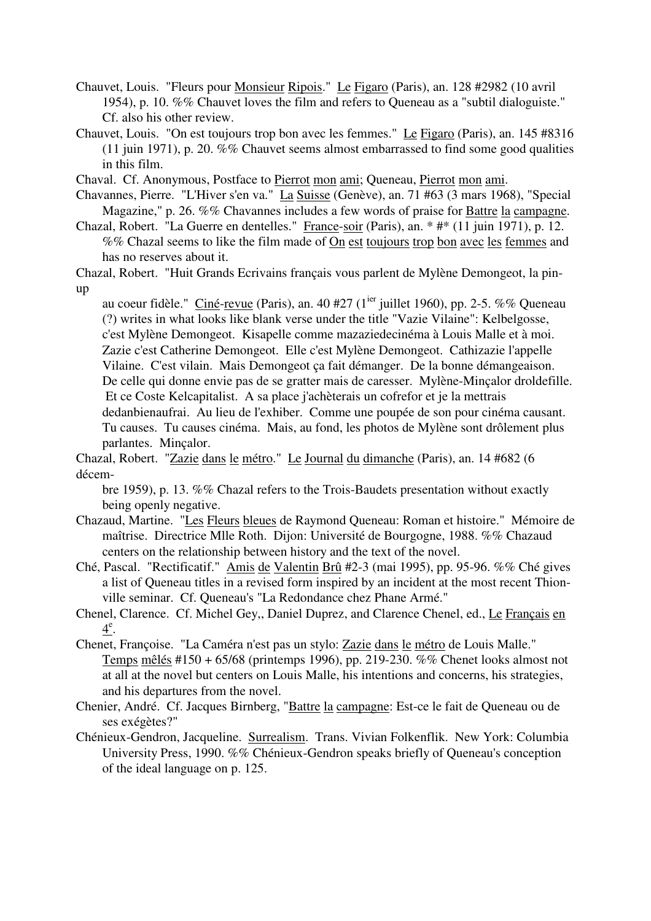Chauvet, Louis. "Fleurs pour Monsieur Ripois." Le Figaro (Paris), an. 128 #2982 (10 avril 1954), p. 10. %% Chauvet loves the film and refers to Queneau as a "subtil dialoguiste." Cf. also his other review.

Chauvet, Louis. "On est toujours trop bon avec les femmes." Le Figaro (Paris), an. 145 #8316 (11 juin 1971), p. 20. %% Chauvet seems almost embarrassed to find some good qualities in this film.

Chaval. Cf. Anonymous, Postface to Pierrot mon ami; Queneau, Pierrot mon ami.

Chavannes, Pierre. "L'Hiver s'en va." La Suisse (Genève), an. 71 #63 (3 mars 1968), "Special Magazine," p. 26. %% Chavannes includes a few words of praise for Battre la campagne.

Chazal, Robert. "La Guerre en dentelles." France-soir (Paris), an. * #* (11 juin 1971), p. 12. %% Chazal seems to like the film made of On est toujours trop bon avec les femmes and has no reserves about it.

Chazal, Robert. "Huit Grands Ecrivains français vous parlent de Mylène Demongeot, la pin-up au coeur fidèle." Ciné-revue (Paris), an. 40 #27 (1ier juillet 1960), pp. 2-5. %% Queneau (?) writes in what looks like blank verse under the title "Vazie Vilaine": Kelbelgosse, c'est Mylène Demongeot. Kisapelle comme mazaziedecinéma à Louis Malle et à moi. Zazie c'est Catherine Demongeot. Elle c'est Mylène Demongeot. Cathizazie l'appelle Vilaine. C'est vilain. Mais Demongeot ça fait démanger. De la bonne démangeaison. De celle qui donne envie pas de se gratter mais de caresser. Mylène-Minçalor droldefille. Et ce Coste Kelcapitalist. A sa place j'achèterais un cofrefor et je la mettrais dedanbienaufrai. Au lieu de l'exhiber. Comme une poupée de son pour cinéma causant. Tu causes. Tu causes cinéma. Mais, au fond, les photos de Mylène sont drôlement plus parlantes. Minçalor.

Chazal, Robert. "Zazie dans le métro." Le Journal du dimanche (Paris), an. 14 #682 (6 décembre 1959), p. 13. %% Chazal refers to the Trois-Baudets presentation without exactly being openly negative.

Chazaud, Martine. "Les Fleurs bleues de Raymond Queneau: Roman et histoire." Mémoire de maîtrise. Directrice Mlle Roth. Dijon: Université de Bourgogne, 1988. %% Chazaud centers on the relationship between history and the text of the novel.

Ché, Pascal. "Rectificatif." Amis de Valentin Brû #2-3 (mai 1995), pp. 95-96. %% Ché gives a list of Queneau titles in a revised form inspired by an incident at the most recent Thionville seminar. Cf. Queneau's "La Redondance chez Phane Armé."

Chenel, Clarence. Cf. Michel Gey,, Daniel Duprez, and Clarence Chenel, ed., Le Français en 4e.

Chenet, Françoise. "La Caméra n'est pas un stylo: Zazie dans le métro de Louis Malle." Temps mêlés #150 + 65/68 (printemps 1996), pp. 219-230. %% Chenet looks almost not at all at the novel but centers on Louis Malle, his intentions and concerns, his strategies, and his departures from the novel.

Chenier, André. Cf. Jacques Birnberg, "Battre la campagne: Est-ce le fait de Queneau ou de ses exégètes?"

Chénieux-Gendron, Jacqueline. Surrealism. Trans. Vivian Folkenflik. New York: Columbia University Press, 1990. %% Chénieux-Gendron speaks briefly of Queneau's conception of the ideal language on p. 125.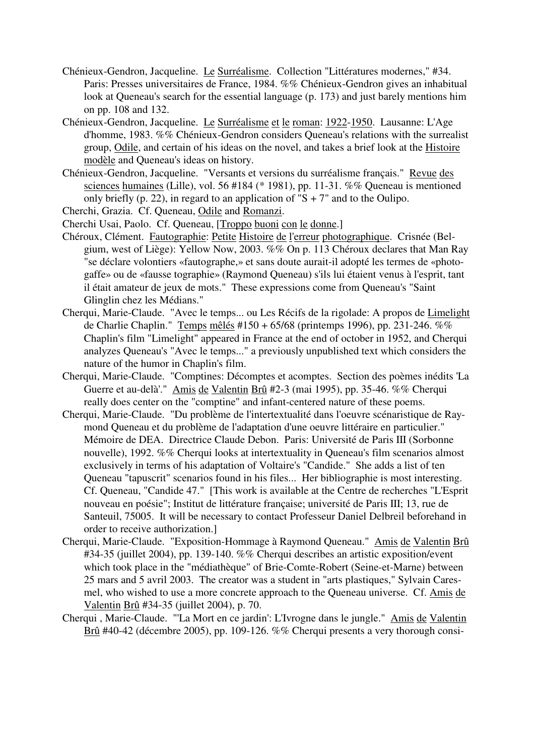Chénieux-Gendron, Jacqueline. Le Surréalisme. Collection "Littératures modernes," #34. Paris: Presses universitaires de France, 1984. %% Chénieux-Gendron gives an inhabitual look at Queneau's search for the essential language (p. 173) and just barely mentions him on pp. 108 and 132.

Chénieux-Gendron, Jacqueline. Le Surréalisme et le roman: 1922-1950. Lausanne: L'Age d'homme, 1983. %% Chénieux-Gendron considers Queneau's relations with the surrealist group, Odile, and certain of his ideas on the novel, and takes a brief look at the Histoire modèle and Queneau's ideas on history.

Chénieux-Gendron, Jacqueline. "Versants et versions du surréalisme français." Revue des sciences humaines (Lille), vol. 56 #184 (* 1981), pp. 11-31. %% Queneau is mentioned only briefly (p. 22), in regard to an application of "S + 7" and to the Oulipo.

Cherchi, Grazia. Cf. Queneau, Odile and Romanzi.

Cherchi Usai, Paolo. Cf. Queneau, [Troppo buoni con le donne.]

Chéroux, Clément. Fautographie: Petite Histoire de l'erreur photographique. Crisnée (Belgium, west of Liège): Yellow Now, 2003. %% On p. 113 Chéroux declares that Man Ray "se déclare volontiers «fautographe,» et sans doute aurait-il adopté les termes de «photogaffe» ou de «fausse tographie» (Raymond Queneau) s'ils lui étaient venus à l'esprit, tant il était amateur de jeux de mots." These expressions come from Queneau's "Saint Glinglin chez les Médians."

Cherqui, Marie-Claude. "Avec le temps... ou Les Récifs de la rigolade: A propos de Limelight de Charlie Chaplin." Temps mêlés #150 + 65/68 (printemps 1996), pp. 231-246. %% Chaplin's film "Limelight" appeared in France at the end of october in 1952, and Cherqui analyzes Queneau's "Avec le temps..." a previously unpublished text which considers the nature of the humor in Chaplin's film.

Cherqui, Marie-Claude. "Comptines: Décomptes et acomptes. Section des poèmes inédits 'La Guerre et au-delà'." Amis de Valentin Brû #2-3 (mai 1995), pp. 35-46. %% Cherqui really does center on the "comptine" and infant-centered nature of these poems.

Cherqui, Marie-Claude. "Du problème de l'intertextualité dans l'oeuvre scénaristique de Raymond Queneau et du problème de l'adaptation d'une oeuvre littéraire en particulier." Mémoire de DEA. Directrice Claude Debon. Paris: Université de Paris III (Sorbonne nouvelle), 1992. %% Cherqui looks at intertextuality in Queneau's film scenarios almost exclusively in terms of his adaptation of Voltaire's "Candide." She adds a list of ten Queneau "tapuscrit" scenarios found in his files... Her bibliographie is most interesting. Cf. Queneau, "Candide 47." [This work is available at the Centre de recherches "L'Esprit nouveau en poésie"; Institut de littérature française; université de Paris III; 13, rue de Santeuil, 75005. It will be necessary to contact Professeur Daniel Delbreil beforehand in order to receive authorization.]

Cherqui, Marie-Claude. "Exposition-Hommage à Raymond Queneau." Amis de Valentin Brû #34-35 (juillet 2004), pp. 139-140. %% Cherqui describes an artistic exposition/event which took place in the "médiathèque" of Brie-Comte-Robert (Seine-et-Marne) between 25 mars and 5 avril 2003. The creator was a student in "arts plastiques," Sylvain Caresmel, who wished to use a more concrete approach to the Queneau universe. Cf. Amis de Valentin Brû #34-35 (juillet 2004), p. 70.

Cherqui , Marie-Claude. "'La Mort en ce jardin': L'Ivrogne dans le jungle." Amis de Valentin Brû #40-42 (décembre 2005), pp. 109-126. %% Cherqui presents a very thorough consi-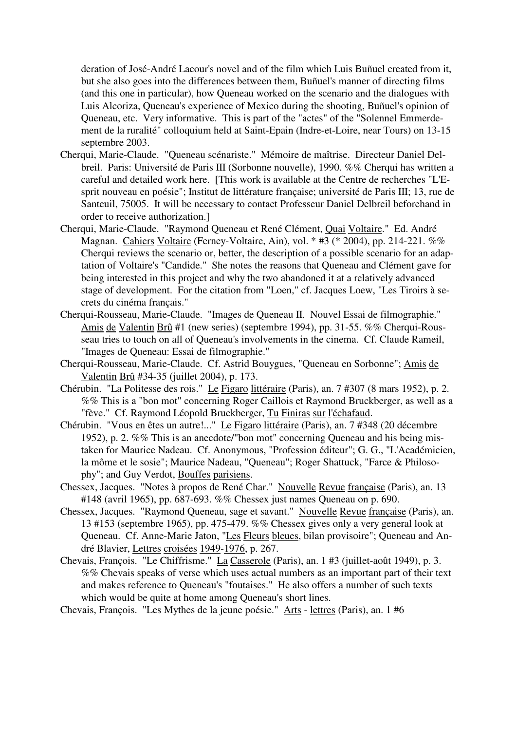deration of José-André Lacour's novel and of the film which Luis Buñuel created from it, but she also goes into the differences between them, Buñuel's manner of directing films (and this one in particular), how Queneau worked on the scenario and the dialogues with Luis Alcoriza, Queneau's experience of Mexico during the shooting, Buñuel's opinion of Queneau, etc. Very informative. This is part of the "actes" of the "Solennel Emmerdement de la ruralité" colloquium held at Saint-Epain (Indre-et-Loire, near Tours) on 13-15 septembre 2003.

Cherqui, Marie-Claude. "Queneau scénariste." Mémoire de maîtrise. Directeur Daniel Delbreil. Paris: Université de Paris III (Sorbonne nouvelle), 1990. %% Cherqui has written a careful and detailed work here. [This work is available at the Centre de recherches "L'Esprit nouveau en poésie"; Institut de littérature française; université de Paris III; 13, rue de Santeuil, 75005. It will be necessary to contact Professeur Daniel Delbreil beforehand in order to receive authorization.]

Cherqui, Marie-Claude. "Raymond Queneau et René Clément, Quai Voltaire." Ed. André Magnan. Cahiers Voltaire (Ferney-Voltaire, Ain), vol. * #3 (* 2004), pp. 214-221. %% Cherqui reviews the scenario or, better, the description of a possible scenario for an adaptation of Voltaire's "Candide." She notes the reasons that Queneau and Clément gave for being interested in this project and why the two abandoned it at a relatively advanced stage of development. For the citation from "Loen," cf. Jacques Loew, "Les Tiroirs à secrets du cinéma français."

Cherqui-Rousseau, Marie-Claude. "Images de Queneau II. Nouvel Essai de filmographie." Amis de Valentin Brû #1 (new series) (septembre 1994), pp. 31-55. %% Cherqui-Rousseau tries to touch on all of Queneau's involvements in the cinema. Cf. Claude Rameil, "Images de Queneau: Essai de filmographie."

Cherqui-Rousseau, Marie-Claude. Cf. Astrid Bouygues, "Queneau en Sorbonne"; Amis de Valentin Brû #34-35 (juillet 2004), p. 173.

Chérubin. "La Politesse des rois." Le Figaro littéraire (Paris), an. 7 #307 (8 mars 1952), p. 2. %% This is a "bon mot" concerning Roger Caillois et Raymond Bruckberger, as well as a "fève." Cf. Raymond Léopold Bruckberger, Tu Finiras sur l'échafaud.

Chérubin. "Vous en êtes un autre!..." Le Figaro littéraire (Paris), an. 7 #348 (20 décembre 1952), p. 2. %% This is an anecdote/"bon mot" concerning Queneau and his being mistaken for Maurice Nadeau. Cf. Anonymous, "Profession éditeur"; G. G., "L'Académicien, la môme et le sosie"; Maurice Nadeau, "Queneau"; Roger Shattuck, "Farce & Philosophy"; and Guy Verdot, Bouffes parisiens.

Chessex, Jacques. "Notes à propos de René Char." Nouvelle Revue française (Paris), an. 13 #148 (avril 1965), pp. 687-693. %% Chessex just names Queneau on p. 690.

Chessex, Jacques. "Raymond Queneau, sage et savant." Nouvelle Revue française (Paris), an. 13 #153 (septembre 1965), pp. 475-479. %% Chessex gives only a very general look at Queneau. Cf. Anne-Marie Jaton, "Les Fleurs bleues, bilan provisoire"; Queneau and André Blavier, Lettres croisées 1949-1976, p. 267.

Chevais, François. "Le Chiffrisme." La Casserole (Paris), an. 1 #3 (juillet-août 1949), p. 3. %% Chevais speaks of verse which uses actual numbers as an important part of their text and makes reference to Queneau's "foutaises." He also offers a number of such texts which would be quite at home among Queneau's short lines.

Chevais, François. "Les Mythes de la jeune poésie." Arts - lettres (Paris), an. 1 #6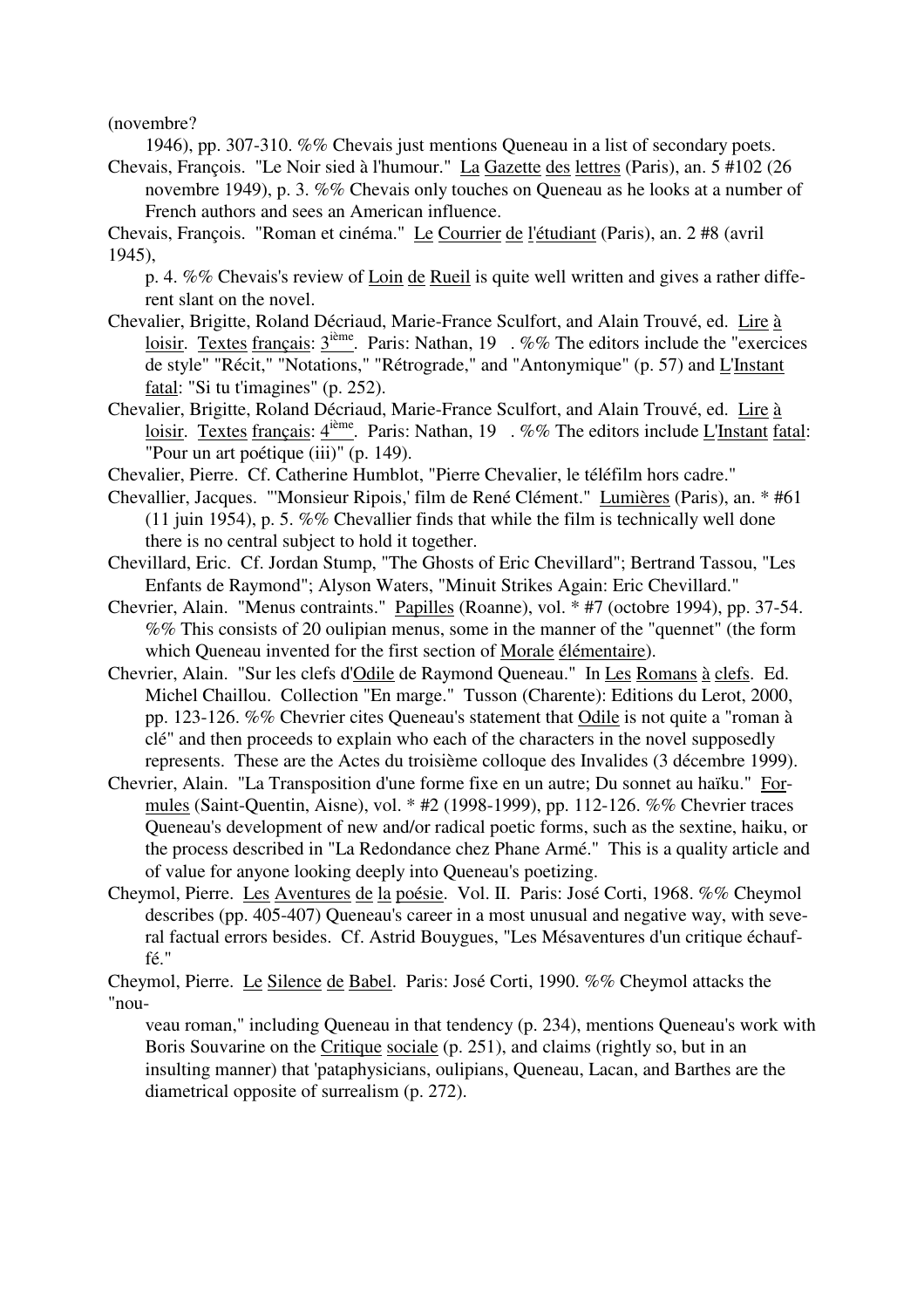(novembre?
1946), pp. 307-310. %% Chevais just mentions Queneau in a list of secondary poets.

Chevais, François. "Le Noir sied à l'humour." La Gazette des lettres (Paris), an. 5 #102 (26 novembre 1949), p. 3. %% Chevais only touches on Queneau as he looks at a number of French authors and sees an American influence.

Chevais, François. "Roman et cinéma." Le Courrier de l'étudiant (Paris), an. 2 #8 (avril 1945),
p. 4. %% Chevais's review of Loin de Rueil is quite well written and gives a rather different slant on the novel.

Chevalier, Brigitte, Roland Décriaud, Marie-France Sculfort, and Alain Trouvé, ed. Lire à loisir. Textes français: 3ième. Paris: Nathan, 19 . %% The editors include the "exercices de style" "Récit," "Notations," "Rétrograde," and "Antonymique" (p. 57) and L'Instant fatal: "Si tu t'imagines" (p. 252).

Chevalier, Brigitte, Roland Décriaud, Marie-France Sculfort, and Alain Trouvé, ed. Lire à loisir. Textes français: 4ième. Paris: Nathan, 19 . %% The editors include L'Instant fatal: "Pour un art poétique (iii)" (p. 149).

Chevalier, Pierre. Cf. Catherine Humblot, "Pierre Chevalier, le téléfilm hors cadre."

Chevallier, Jacques. "'Monsieur Ripois,' film de René Clément." Lumières (Paris), an. * #61 (11 juin 1954), p. 5. %% Chevallier finds that while the film is technically well done there is no central subject to hold it together.

Chevillard, Eric. Cf. Jordan Stump, "The Ghosts of Eric Chevillard"; Bertrand Tassou, "Les Enfants de Raymond"; Alyson Waters, "Minuit Strikes Again: Eric Chevillard."

Chevrier, Alain. "Menus contraints." Papilles (Roanne), vol. * #7 (octobre 1994), pp. 37-54. %% This consists of 20 oulipian menus, some in the manner of the "quennet" (the form which Queneau invented for the first section of Morale élémentaire).

Chevrier, Alain. "Sur les clefs d'Odile de Raymond Queneau." In Les Romans à clefs. Ed. Michel Chaillou. Collection "En marge." Tusson (Charente): Editions du Lerot, 2000, pp. 123-126. %% Chevrier cites Queneau's statement that Odile is not quite a "roman à clé" and then proceeds to explain who each of the characters in the novel supposedly represents. These are the Actes du troisième colloque des Invalides (3 décembre 1999).

Chevrier, Alain. "La Transposition d'une forme fixe en un autre; Du sonnet au haïku." Formules (Saint-Quentin, Aisne), vol. * #2 (1998-1999), pp. 112-126. %% Chevrier traces Queneau's development of new and/or radical poetic forms, such as the sextine, haiku, or the process described in "La Redondance chez Phane Armé." This is a quality article and of value for anyone looking deeply into Queneau's poetizing.

Cheymol, Pierre. Les Aventures de la poésie. Vol. II. Paris: José Corti, 1968. %% Cheymol describes (pp. 405-407) Queneau's career in a most unusual and negative way, with several factual errors besides. Cf. Astrid Bouygues, "Les Mésaventures d'un critique échauffé."

Cheymol, Pierre. Le Silence de Babel. Paris: José Corti, 1990. %% Cheymol attacks the "nou-
veau roman," including Queneau in that tendency (p. 234), mentions Queneau's work with Boris Souvarine on the Critique sociale (p. 251), and claims (rightly so, but in an insulting manner) that 'pataphysicians, oulipians, Queneau, Lacan, and Barthes are the diametrical opposite of surrealism (p. 272).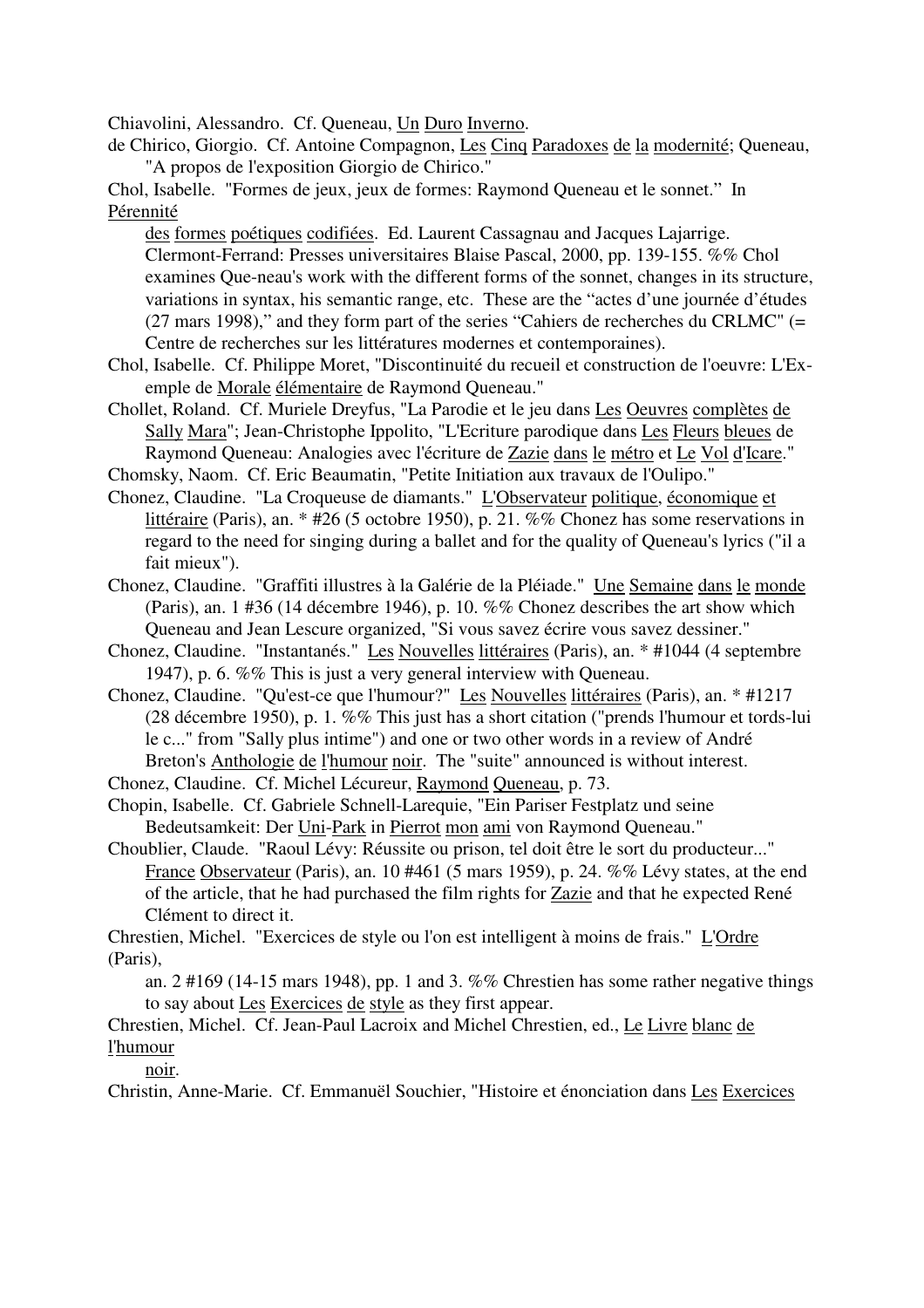Chiavolini, Alessandro. Cf. Queneau, Un Duro Inverno.

de Chirico, Giorgio. Cf. Antoine Compagnon, Les Cinq Paradoxes de la modernité; Queneau, "A propos de l'exposition Giorgio de Chirico."

Chol, Isabelle. "Formes de jeux, jeux de formes: Raymond Queneau et le sonnet." In Pérennité des formes poétiques codifiées. Ed. Laurent Cassagnau and Jacques Lajarrige. Clermont-Ferrand: Presses universitaires Blaise Pascal, 2000, pp. 139-155. %% Chol examines Que-neau's work with the different forms of the sonnet, changes in its structure, variations in syntax, his semantic range, etc. These are the "actes d'une journée d'études (27 mars 1998)," and they form part of the series "Cahiers de recherches du CRLMC" (= Centre de recherches sur les littératures modernes et contemporaines).

Chol, Isabelle. Cf. Philippe Moret, "Discontinuité du recueil et construction de l'oeuvre: L'Ex-emple de Morale élémentaire de Raymond Queneau."

Chollet, Roland. Cf. Muriele Dreyfus, "La Parodie et le jeu dans Les Oeuvres complètes de Sally Mara"; Jean-Christophe Ippolito, "L'Ecriture parodique dans Les Fleurs bleues de Raymond Queneau: Analogies avec l'écriture de Zazie dans le métro et Le Vol d'Icare."

Chomsky, Naom. Cf. Eric Beaumatin, "Petite Initiation aux travaux de l'Oulipo."

Chonez, Claudine. "La Croqueuse de diamants." L'Observateur politique, économique et littéraire (Paris), an. * #26 (5 octobre 1950), p. 21. %% Chonez has some reservations in regard to the need for singing during a ballet and for the quality of Queneau's lyrics ("il a fait mieux").

Chonez, Claudine. "Graffiti illustres à la Galérie de la Pléiade." Une Semaine dans le monde (Paris), an. 1 #36 (14 décembre 1946), p. 10. %% Chonez describes the art show which Queneau and Jean Lescure organized, "Si vous savez écrire vous savez dessiner."

Chonez, Claudine. "Instantanés." Les Nouvelles littéraires (Paris), an. * #1044 (4 septembre 1947), p. 6. %% This is just a very general interview with Queneau.

Chonez, Claudine. "Qu'est-ce que l'humour?" Les Nouvelles littéraires (Paris), an. * #1217 (28 décembre 1950), p. 1. %% This just has a short citation ("prends l'humour et tords-lui le c..." from "Sally plus intime") and one or two other words in a review of André Breton's Anthologie de l'humour noir. The "suite" announced is without interest.

Chonez, Claudine. Cf. Michel Lécureur, Raymond Queneau, p. 73.

Chopin, Isabelle. Cf. Gabriele Schnell-Larequie, "Ein Pariser Festplatz und seine Bedeutsamkeit: Der Uni-Park in Pierrot mon ami von Raymond Queneau."

Choublier, Claude. "Raoul Lévy: Réussite ou prison, tel doit être le sort du producteur..." France Observateur (Paris), an. 10 #461 (5 mars 1959), p. 24. %% Lévy states, at the end of the article, that he had purchased the film rights for Zazie and that he expected René Clément to direct it.

Chrestien, Michel. "Exercices de style ou l'on est intelligent à moins de frais." L'Ordre (Paris), an. 2 #169 (14-15 mars 1948), pp. 1 and 3. %% Chrestien has some rather negative things to say about Les Exercices de style as they first appear.

Chrestien, Michel. Cf. Jean-Paul Lacroix and Michel Chrestien, ed., Le Livre blanc de l'humour noir.

Christin, Anne-Marie. Cf. Emmanuël Souchier, "Histoire et énonciation dans Les Exercices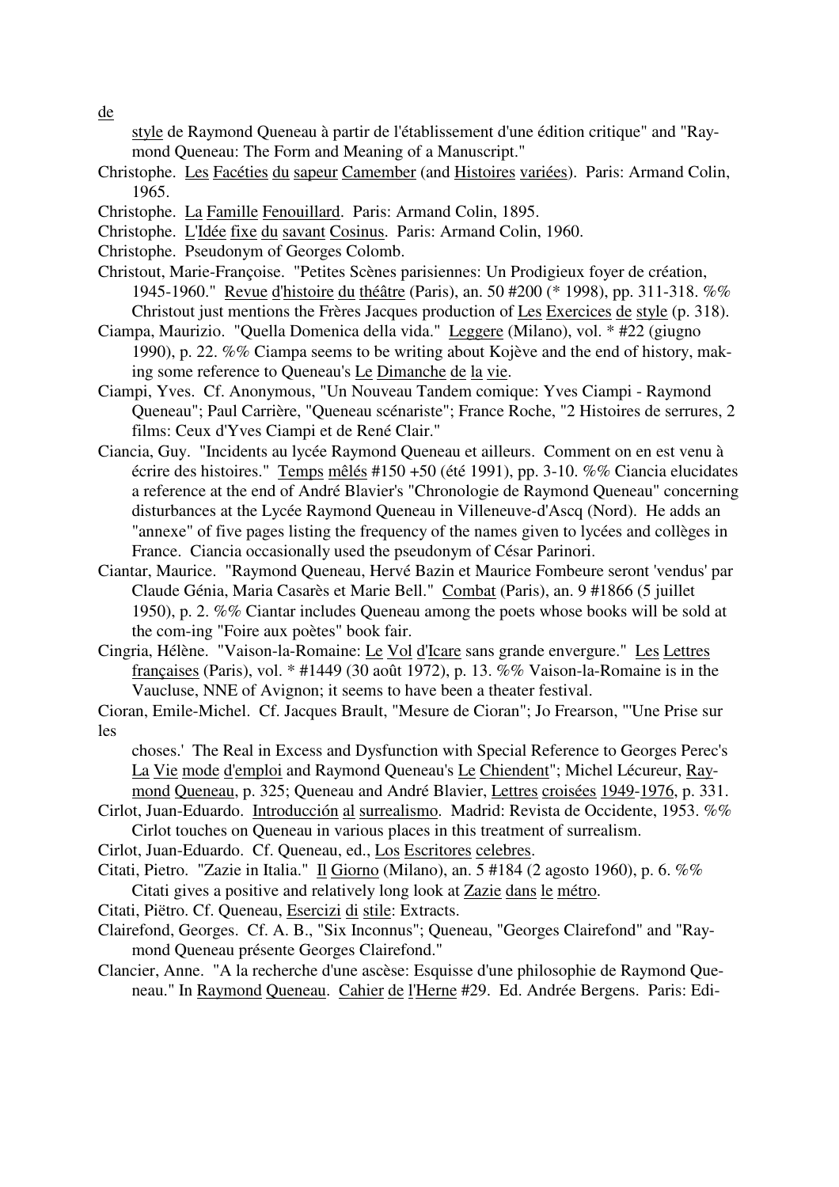de

style de Raymond Queneau à partir de l'établissement d'une édition critique" and "Raymond Queneau: The Form and Meaning of a Manuscript."

Christophe. Les Facéties du sapeur Camember (and Histoires variées). Paris: Armand Colin, 1965.

Christophe. La Famille Fenouillard. Paris: Armand Colin, 1895.

Christophe. L'Idée fixe du savant Cosinus. Paris: Armand Colin, 1960.

Christophe. Pseudonym of Georges Colomb.

Christout, Marie-Françoise. "Petites Scènes parisiennes: Un Prodigieux foyer de création, 1945-1960." Revue d'histoire du théâtre (Paris), an. 50 #200 (* 1998), pp. 311-318. %% Christout just mentions the Frères Jacques production of Les Exercices de style (p. 318).

Ciampa, Maurizio. "Quella Domenica della vida." Leggere (Milano), vol. * #22 (giugno 1990), p. 22. %% Ciampa seems to be writing about Kojève and the end of history, making some reference to Queneau's Le Dimanche de la vie.

Ciampi, Yves. Cf. Anonymous, "Un Nouveau Tandem comique: Yves Ciampi - Raymond Queneau"; Paul Carrière, "Queneau scénariste"; France Roche, "2 Histoires de serrures, 2 films: Ceux d'Yves Ciampi et de René Clair."

Ciancia, Guy. "Incidents au lycée Raymond Queneau et ailleurs. Comment on en est venu à écrire des histoires." Temps mêlés #150 +50 (été 1991), pp. 3-10. %% Ciancia elucidates a reference at the end of André Blavier's "Chronologie de Raymond Queneau" concerning disturbances at the Lycée Raymond Queneau in Villeneuve-d'Ascq (Nord). He adds an "annexe" of five pages listing the frequency of the names given to lycées and collèges in France. Ciancia occasionally used the pseudonym of César Parinori.

Ciantar, Maurice. "Raymond Queneau, Hervé Bazin et Maurice Fombeure seront 'vendus' par Claude Génia, Maria Casarès et Marie Bell." Combat (Paris), an. 9 #1866 (5 juillet 1950), p. 2. %% Ciantar includes Queneau among the poets whose books will be sold at the com-ing "Foire aux poètes" book fair.

Cingria, Hélène. "Vaison-la-Romaine: Le Vol d'Icare sans grande envergure." Les Lettres françaises (Paris), vol. * #1449 (30 août 1972), p. 13. %% Vaison-la-Romaine is in the Vaucluse, NNE of Avignon; it seems to have been a theater festival.

Cioran, Emile-Michel. Cf. Jacques Brault, "Mesure de Cioran"; Jo Frearson, "'Une Prise sur les

choses.' The Real in Excess and Dysfunction with Special Reference to Georges Perec's La Vie mode d'emploi and Raymond Queneau's Le Chiendent"; Michel Lécureur, Raymond Queneau, p. 325; Queneau and André Blavier, Lettres croisées 1949-1976, p. 331.

Cirlot, Juan-Eduardo. Introducción al surrealismo. Madrid: Revista de Occidente, 1953. %% Cirlot touches on Queneau in various places in this treatment of surrealism.

Cirlot, Juan-Eduardo. Cf. Queneau, ed., Los Escritores celebres.

Citati, Pietro. "Zazie in Italia." Il Giorno (Milano), an. 5 #184 (2 agosto 1960), p. 6. %% Citati gives a positive and relatively long look at Zazie dans le métro.

Citati, Piëtro. Cf. Queneau, Esercizi di stile: Extracts.

Clairefond, Georges. Cf. A. B., "Six Inconnus"; Queneau, "Georges Clairefond" and "Raymond Queneau présente Georges Clairefond."

Clancier, Anne. "A la recherche d'une ascèse: Esquisse d'une philosophie de Raymond Queneau." In Raymond Queneau. Cahier de l'Herne #29. Ed. Andrée Bergens. Paris: Edi-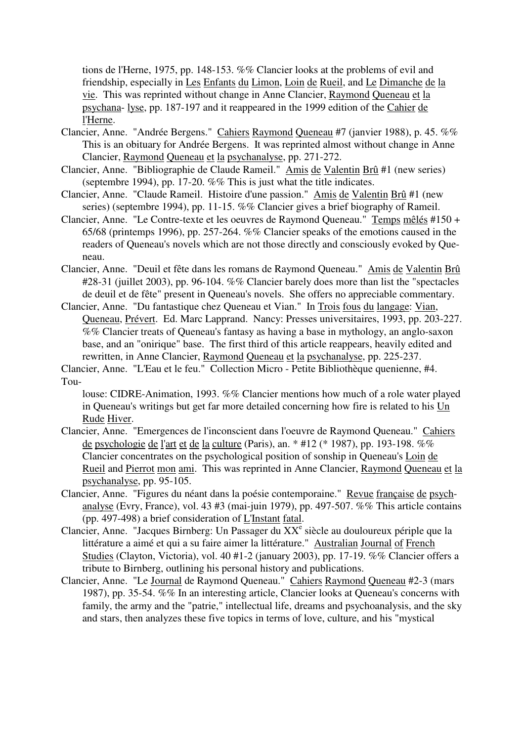tions de l'Herne, 1975, pp. 148-153. %% Clancier looks at the problems of evil and friendship, especially in Les Enfants du Limon, Loin de Rueil, and Le Dimanche de la vie. This was reprinted without change in Anne Clancier, Raymond Queneau et la psychana- lyse, pp. 187-197 and it reappeared in the 1999 edition of the Cahier de l'Herne.

Clancier, Anne. "Andrée Bergens." Cahiers Raymond Queneau #7 (janvier 1988), p. 45. %% This is an obituary for Andrée Bergens. It was reprinted almost without change in Anne Clancier, Raymond Queneau et la psychanalyse, pp. 271-272.

Clancier, Anne. "Bibliographie de Claude Rameil." Amis de Valentin Brû #1 (new series) (septembre 1994), pp. 17-20. %% This is just what the title indicates.

Clancier, Anne. "Claude Rameil. Histoire d'une passion." Amis de Valentin Brû #1 (new series) (septembre 1994), pp. 11-15. %% Clancier gives a brief biography of Rameil.

Clancier, Anne. "Le Contre-texte et les oeuvres de Raymond Queneau." Temps mêlés #150 + 65/68 (printemps 1996), pp. 257-264. %% Clancier speaks of the emotions caused in the readers of Queneau's novels which are not those directly and consciously evoked by Queneau.

Clancier, Anne. "Deuil et fête dans les romans de Raymond Queneau." Amis de Valentin Brû #28-31 (juillet 2003), pp. 96-104. %% Clancier barely does more than list the "spectacles de deuil et de fête" present in Queneau's novels. She offers no appreciable commentary.

Clancier, Anne. "Du fantastique chez Queneau et Vian." In Trois fous du langage: Vian, Queneau, Prévert. Ed. Marc Lapprand. Nancy: Presses universitaires, 1993, pp. 203-227. %% Clancier treats of Queneau's fantasy as having a base in mythology, an anglo-saxon base, and an "onirique" base. The first third of this article reappears, heavily edited and rewritten, in Anne Clancier, Raymond Queneau et la psychanalyse, pp. 225-237.

Clancier, Anne. "L'Eau et le feu." Collection Micro - Petite Bibliothèque quenienne, #4. Tou-louse: CIDRE-Animation, 1993. %% Clancier mentions how much of a role water played in Queneau's writings but get far more detailed concerning how fire is related to his Un Rude Hiver.

Clancier, Anne. "Emergences de l'inconscient dans l'oeuvre de Raymond Queneau." Cahiers de psychologie de l'art et de la culture (Paris), an. * #12 (* 1987), pp. 193-198. %% Clancier concentrates on the psychological position of sonship in Queneau's Loin de Rueil and Pierrot mon ami. This was reprinted in Anne Clancier, Raymond Queneau et la psychanalyse, pp. 95-105.

Clancier, Anne. "Figures du néant dans la poésie contemporaine." Revue française de psych-analyse (Evry, France), vol. 43 #3 (mai-juin 1979), pp. 497-507. %% This article contains (pp. 497-498) a brief consideration of L'Instant fatal.

Clancier, Anne. "Jacques Birnberg: Un Passager du XX$^{e}$ siècle au douloureux périple que la littérature a aimé et qui a su faire aimer la littérature." Australian Journal of French Studies (Clayton, Victoria), vol. 40 #1-2 (january 2003), pp. 17-19. %% Clancier offers a tribute to Birnberg, outlining his personal history and publications.

Clancier, Anne. "Le Journal de Raymond Queneau." Cahiers Raymond Queneau #2-3 (mars 1987), pp. 35-54. %% In an interesting article, Clancier looks at Queneau's concerns with family, the army and the "patrie," intellectual life, dreams and psychoanalysis, and the sky and stars, then analyzes these five topics in terms of love, culture, and his "mystical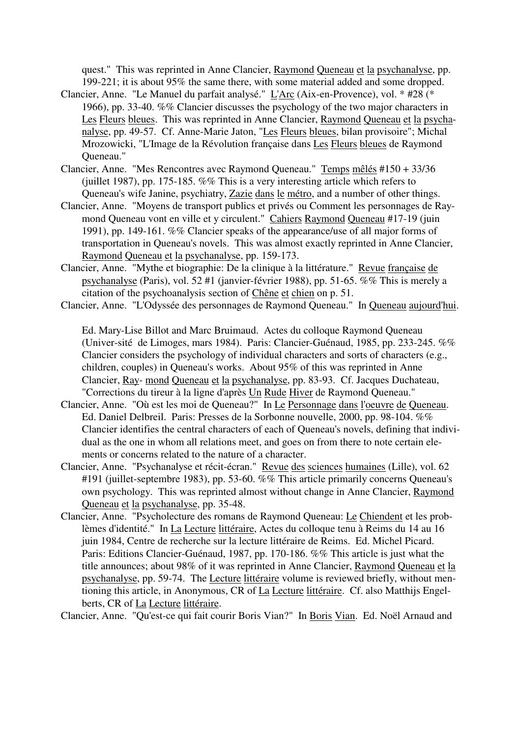quest." This was reprinted in Anne Clancier, Raymond Queneau et la psychanalyse, pp. 199-221; it is about 95% the same there, with some material added and some dropped.

Clancier, Anne. "Le Manuel du parfait analysé." L'Arc (Aix-en-Provence), vol. * #28 (* 1966), pp. 33-40. %% Clancier discusses the psychology of the two major characters in Les Fleurs bleues. This was reprinted in Anne Clancier, Raymond Queneau et la psychanalyse, pp. 49-57. Cf. Anne-Marie Jaton, "Les Fleurs bleues, bilan provisoire"; Michal Mrozowicki, "L'Image de la Révolution française dans Les Fleurs bleues de Raymond Queneau."

Clancier, Anne. "Mes Rencontres avec Raymond Queneau." Temps mêlés #150 + 33/36 (juillet 1987), pp. 175-185. %% This is a very interesting article which refers to Queneau's wife Janine, psychiatry, Zazie dans le métro, and a number of other things.

Clancier, Anne. "Moyens de transport publics et privés ou Comment les personnages de Raymond Queneau vont en ville et y circulent." Cahiers Raymond Queneau #17-19 (juin 1991), pp. 149-161. %% Clancier speaks of the appearance/use of all major forms of transportation in Queneau's novels. This was almost exactly reprinted in Anne Clancier, Raymond Queneau et la psychanalyse, pp. 159-173.

Clancier, Anne. "Mythe et biographie: De la clinique à la littérature." Revue française de psychanalyse (Paris), vol. 52 #1 (janvier-février 1988), pp. 51-65. %% This is merely a citation of the psychoanalysis section of Chêne et chien on p. 51.

Clancier, Anne. "L'Odyssée des personnages de Raymond Queneau." In Queneau aujourd'hui.

Ed. Mary-Lise Billot and Marc Bruimaud. Actes du colloque Raymond Queneau (Univer-sité de Limoges, mars 1984). Paris: Clancier-Guénaud, 1985, pp. 233-245. %% Clancier considers the psychology of individual characters and sorts of characters (e.g., children, couples) in Queneau's works. About 95% of this was reprinted in Anne Clancier, Ray- mond Queneau et la psychanalyse, pp. 83-93. Cf. Jacques Duchateau, "Corrections du tireur à la ligne d'après Un Rude Hiver de Raymond Queneau."

Clancier, Anne. "Où est les moi de Queneau?" In Le Personnage dans l'oeuvre de Queneau. Ed. Daniel Delbreil. Paris: Presses de la Sorbonne nouvelle, 2000, pp. 98-104. %% Clancier identifies the central characters of each of Queneau's novels, defining that individual as the one in whom all relations meet, and goes on from there to note certain elements or concerns related to the nature of a character.

Clancier, Anne. "Psychanalyse et récit-écran." Revue des sciences humaines (Lille), vol. 62 #191 (juillet-septembre 1983), pp. 53-60. %% This article primarily concerns Queneau's own psychology. This was reprinted almost without change in Anne Clancier, Raymond Queneau et la psychanalyse, pp. 35-48.

Clancier, Anne. "Psycholecture des romans de Raymond Queneau: Le Chiendent et les problèmes d'identité." In La Lecture littéraire, Actes du colloque tenu à Reims du 14 au 16 juin 1984, Centre de recherche sur la lecture littéraire de Reims. Ed. Michel Picard. Paris: Editions Clancier-Guénaud, 1987, pp. 170-186. %% This article is just what the title announces; about 98% of it was reprinted in Anne Clancier, Raymond Queneau et la psychanalyse, pp. 59-74. The Lecture littéraire volume is reviewed briefly, without mentioning this article, in Anonymous, CR of La Lecture littéraire. Cf. also Matthijs Engelberts, CR of La Lecture littéraire.

Clancier, Anne. "Qu'est-ce qui fait courir Boris Vian?" In Boris Vian. Ed. Noël Arnaud and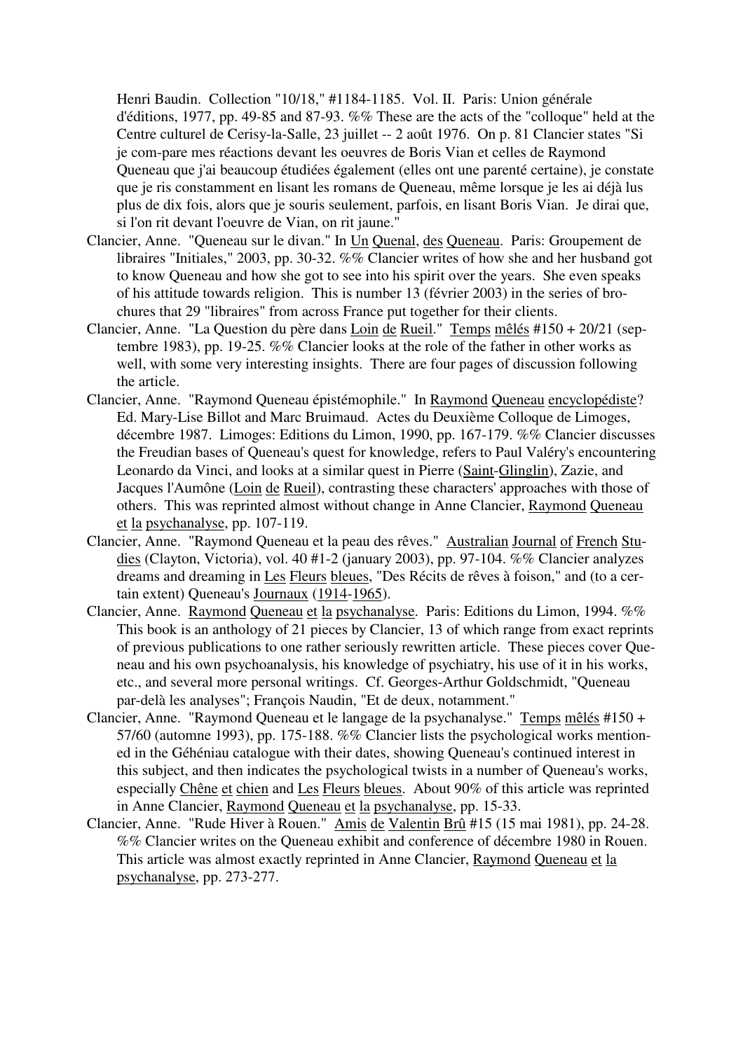Henri Baudin. Collection "10/18," #1184-1185. Vol. II. Paris: Union générale d'éditions, 1977, pp. 49-85 and 87-93. %% These are the acts of the "colloque" held at the Centre culturel de Cerisy-la-Salle, 23 juillet -- 2 août 1976. On p. 81 Clancier states "Si je com-pare mes réactions devant les oeuvres de Boris Vian et celles de Raymond Queneau que j'ai beaucoup étudiées également (elles ont une parenté certaine), je constate que je ris constamment en lisant les romans de Queneau, même lorsque je les ai déjà lus plus de dix fois, alors que je souris seulement, parfois, en lisant Boris Vian. Je dirai que, si l'on rit devant l'oeuvre de Vian, on rit jaune."

Clancier, Anne. "Queneau sur le divan." In Un Quenal, des Queneau. Paris: Groupement de libraires "Initiales," 2003, pp. 30-32. %% Clancier writes of how she and her husband got to know Queneau and how she got to see into his spirit over the years. She even speaks of his attitude towards religion. This is number 13 (février 2003) in the series of brochures that 29 "libraires" from across France put together for their clients.

Clancier, Anne. "La Question du père dans Loin de Rueil." Temps mêlés #150 + 20/21 (septembre 1983), pp. 19-25. %% Clancier looks at the role of the father in other works as well, with some very interesting insights. There are four pages of discussion following the article.

Clancier, Anne. "Raymond Queneau épistémophile." In Raymond Queneau encyclopédiste? Ed. Mary-Lise Billot and Marc Bruimaud. Actes du Deuxième Colloque de Limoges, décembre 1987. Limoges: Editions du Limon, 1990, pp. 167-179. %% Clancier discusses the Freudian bases of Queneau's quest for knowledge, refers to Paul Valéry's encountering Leonardo da Vinci, and looks at a similar quest in Pierre (Saint-Glinglin), Zazie, and Jacques l'Aumône (Loin de Rueil), contrasting these characters' approaches with those of others. This was reprinted almost without change in Anne Clancier, Raymond Queneau et la psychanalyse, pp. 107-119.

Clancier, Anne. "Raymond Queneau et la peau des rêves." Australian Journal of French Studies (Clayton, Victoria), vol. 40 #1-2 (january 2003), pp. 97-104. %% Clancier analyzes dreams and dreaming in Les Fleurs bleues, "Des Récits de rêves à foison," and (to a certain extent) Queneau's Journaux (1914-1965).

Clancier, Anne. Raymond Queneau et la psychanalyse. Paris: Editions du Limon, 1994. %% This book is an anthology of 21 pieces by Clancier, 13 of which range from exact reprints of previous publications to one rather seriously rewritten article. These pieces cover Queneau and his own psychoanalysis, his knowledge of psychiatry, his use of it in his works, etc., and several more personal writings. Cf. Georges-Arthur Goldschmidt, "Queneau par-delà les analyses"; François Naudin, "Et de deux, notamment."

Clancier, Anne. "Raymond Queneau et le langage de la psychanalyse." Temps mêlés #150 + 57/60 (automne 1993), pp. 175-188. %% Clancier lists the psychological works mentioned in the Géhéniau catalogue with their dates, showing Queneau's continued interest in this subject, and then indicates the psychological twists in a number of Queneau's works, especially Chêne et chien and Les Fleurs bleues. About 90% of this article was reprinted in Anne Clancier, Raymond Queneau et la psychanalyse, pp. 15-33.

Clancier, Anne. "Rude Hiver à Rouen." Amis de Valentin Brû #15 (15 mai 1981), pp. 24-28. %% Clancier writes on the Queneau exhibit and conference of décembre 1980 in Rouen. This article was almost exactly reprinted in Anne Clancier, Raymond Queneau et la psychanalyse, pp. 273-277.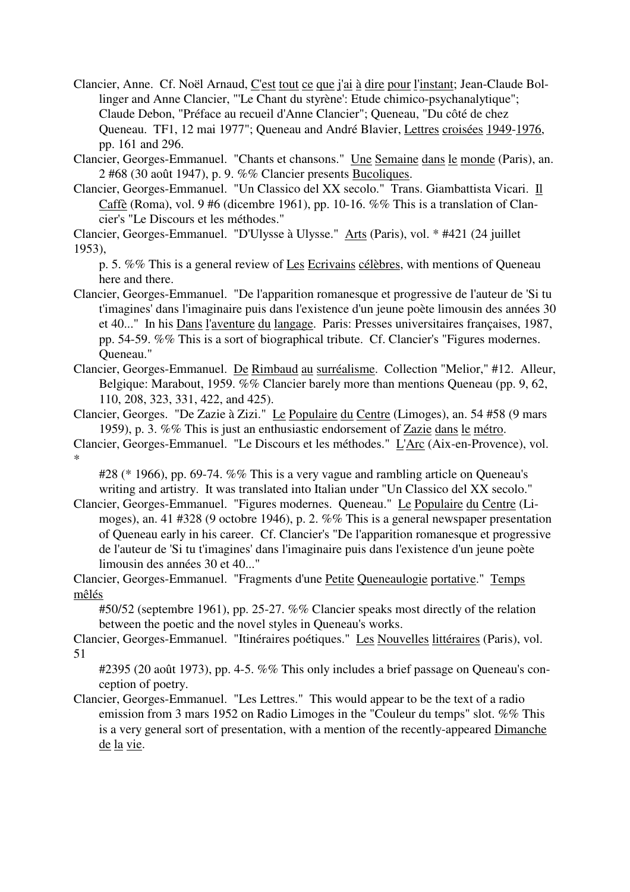Clancier, Anne. Cf. Noël Arnaud, C'est tout ce que j'ai à dire pour l'instant; Jean-Claude Bollinger and Anne Clancier, "'Le Chant du styrène': Etude chimico-psychanalytique"; Claude Debon, "Préface au recueil d'Anne Clancier"; Queneau, "Du côté de chez Queneau. TF1, 12 mai 1977"; Queneau and André Blavier, Lettres croisées 1949-1976, pp. 161 and 296.

Clancier, Georges-Emmanuel. "Chants et chansons." Une Semaine dans le monde (Paris), an. 2 #68 (30 août 1947), p. 9. %% Clancier presents Bucoliques.

Clancier, Georges-Emmanuel. "Un Classico del XX secolo." Trans. Giambattista Vicari. Il Caffè (Roma), vol. 9 #6 (dicembre 1961), pp. 10-16. %% This is a translation of Clancier's "Le Discours et les méthodes."

Clancier, Georges-Emmanuel. "D'Ulysse à Ulysse." Arts (Paris), vol. * #421 (24 juillet 1953), p. 5. %% This is a general review of Les Ecrivains célèbres, with mentions of Queneau here and there.

Clancier, Georges-Emmanuel. "De l'apparition romanesque et progressive de l'auteur de 'Si tu t'imagines' dans l'imaginaire puis dans l'existence d'un jeune poète limousin des années 30 et 40..." In his Dans l'aventure du langage. Paris: Presses universitaires françaises, 1987, pp. 54-59. %% This is a sort of biographical tribute. Cf. Clancier's "Figures modernes. Queneau."

Clancier, Georges-Emmanuel. De Rimbaud au surréalisme. Collection "Melior," #12. Alleur, Belgique: Marabout, 1959. %% Clancier barely more than mentions Queneau (pp. 9, 62, 110, 208, 323, 331, 422, and 425).

Clancier, Georges. "De Zazie à Zizi." Le Populaire du Centre (Limoges), an. 54 #58 (9 mars 1959), p. 3. %% This is just an enthusiastic endorsement of Zazie dans le métro.

Clancier, Georges-Emmanuel. "Le Discours et les méthodes." L'Arc (Aix-en-Provence), vol. * #28 (* 1966), pp. 69-74. %% This is a very vague and rambling article on Queneau's writing and artistry. It was translated into Italian under "Un Classico del XX secolo."

Clancier, Georges-Emmanuel. "Figures modernes. Queneau." Le Populaire du Centre (Limoges), an. 41 #328 (9 octobre 1946), p. 2. %% This is a general newspaper presentation of Queneau early in his career. Cf. Clancier's "De l'apparition romanesque et progressive de l'auteur de 'Si tu t'imagines' dans l'imaginaire puis dans l'existence d'un jeune poète limousin des années 30 et 40..."

Clancier, Georges-Emmanuel. "Fragments d'une Petite Queneaulogie portative." Temps mêlés #50/52 (septembre 1961), pp. 25-27. %% Clancier speaks most directly of the relation between the poetic and the novel styles in Queneau's works.

Clancier, Georges-Emmanuel. "Itinéraires poétiques." Les Nouvelles littéraires (Paris), vol. 51 #2395 (20 août 1973), pp. 4-5. %% This only includes a brief passage on Queneau's conception of poetry.

Clancier, Georges-Emmanuel. "Les Lettres." This would appear to be the text of a radio emission from 3 mars 1952 on Radio Limoges in the "Couleur du temps" slot. %% This is a very general sort of presentation, with a mention of the recently-appeared Dimanche de la vie.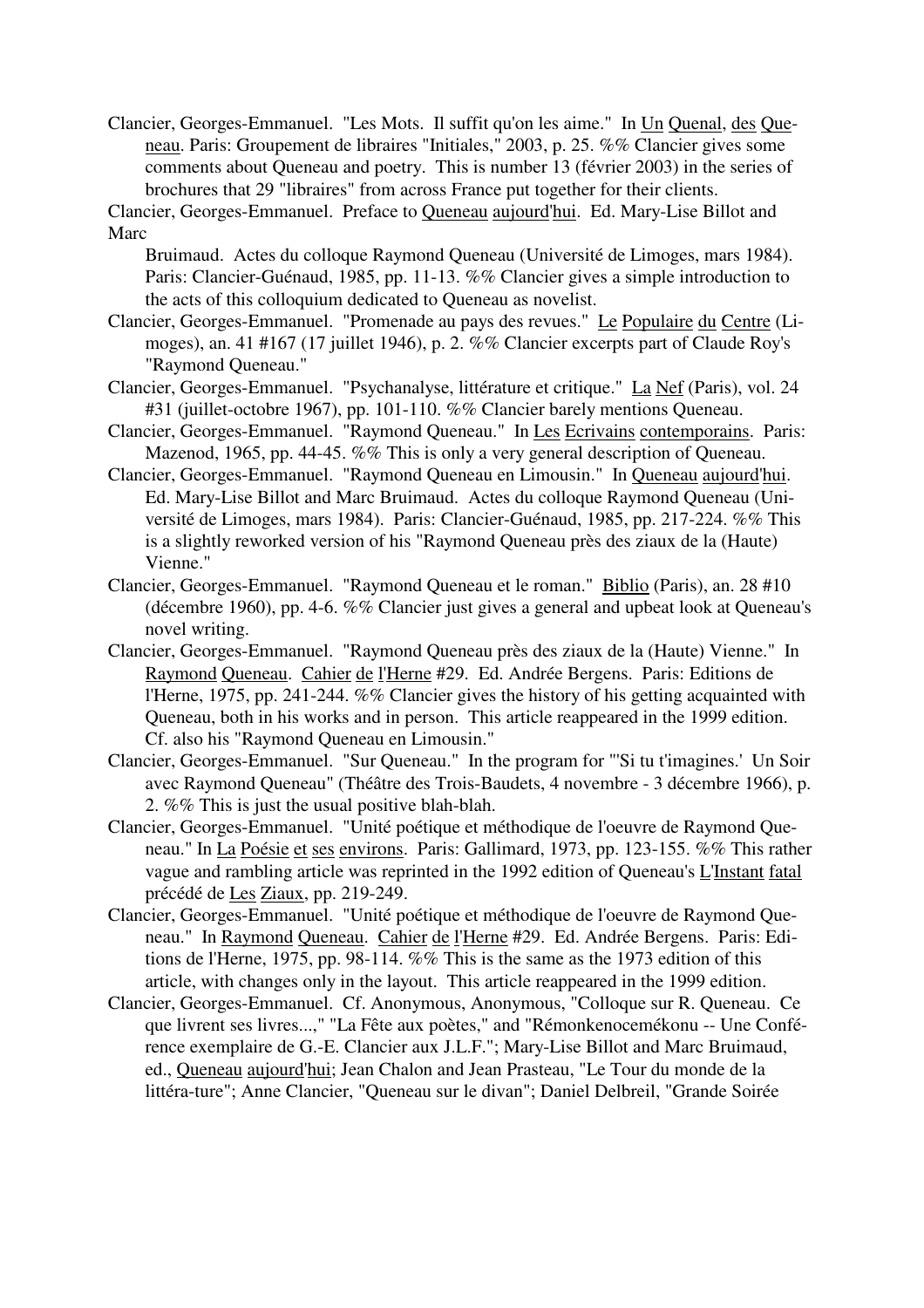Clancier, Georges-Emmanuel. "Les Mots. Il suffit qu'on les aime." In Un Quenal, des Queneau. Paris: Groupement de libraires "Initiales," 2003, p. 25. %% Clancier gives some comments about Queneau and poetry. This is number 13 (février 2003) in the series of brochures that 29 "libraires" from across France put together for their clients.

Clancier, Georges-Emmanuel. Preface to Queneau aujourd'hui. Ed. Mary-Lise Billot and Marc Bruimaud. Actes du colloque Raymond Queneau (Université de Limoges, mars 1984). Paris: Clancier-Guénaud, 1985, pp. 11-13. %% Clancier gives a simple introduction to the acts of this colloquium dedicated to Queneau as novelist.

Clancier, Georges-Emmanuel. "Promenade au pays des revues." Le Populaire du Centre (Limoges), an. 41 #167 (17 juillet 1946), p. 2. %% Clancier excerpts part of Claude Roy's "Raymond Queneau."

Clancier, Georges-Emmanuel. "Psychanalyse, littérature et critique." La Nef (Paris), vol. 24 #31 (juillet-octobre 1967), pp. 101-110. %% Clancier barely mentions Queneau.

Clancier, Georges-Emmanuel. "Raymond Queneau." In Les Ecrivains contemporains. Paris: Mazenod, 1965, pp. 44-45. %% This is only a very general description of Queneau.

Clancier, Georges-Emmanuel. "Raymond Queneau en Limousin." In Queneau aujourd'hui. Ed. Mary-Lise Billot and Marc Bruimaud. Actes du colloque Raymond Queneau (Université de Limoges, mars 1984). Paris: Clancier-Guénaud, 1985, pp. 217-224. %% This is a slightly reworked version of his "Raymond Queneau près des ziaux de la (Haute) Vienne."

Clancier, Georges-Emmanuel. "Raymond Queneau et le roman." Biblio (Paris), an. 28 #10 (décembre 1960), pp. 4-6. %% Clancier just gives a general and upbeat look at Queneau's novel writing.

Clancier, Georges-Emmanuel. "Raymond Queneau près des ziaux de la (Haute) Vienne." In Raymond Queneau. Cahier de l'Herne #29. Ed. Andrée Bergens. Paris: Editions de l'Herne, 1975, pp. 241-244. %% Clancier gives the history of his getting acquainted with Queneau, both in his works and in person. This article reappeared in the 1999 edition. Cf. also his "Raymond Queneau en Limousin."

Clancier, Georges-Emmanuel. "Sur Queneau." In the program for "'Si tu t'imagines.' Un Soir avec Raymond Queneau" (Théâtre des Trois-Baudets, 4 novembre - 3 décembre 1966), p. 2. %% This is just the usual positive blah-blah.

Clancier, Georges-Emmanuel. "Unité poétique et méthodique de l'oeuvre de Raymond Queneau." In La Poésie et ses environs. Paris: Gallimard, 1973, pp. 123-155. %% This rather vague and rambling article was reprinted in the 1992 edition of Queneau's L'Instant fatal précédé de Les Ziaux, pp. 219-249.

Clancier, Georges-Emmanuel. "Unité poétique et méthodique de l'oeuvre de Raymond Queneau." In Raymond Queneau. Cahier de l'Herne #29. Ed. Andrée Bergens. Paris: Editions de l'Herne, 1975, pp. 98-114. %% This is the same as the 1973 edition of this article, with changes only in the layout. This article reappeared in the 1999 edition.

Clancier, Georges-Emmanuel. Cf. Anonymous, Anonymous, "Colloque sur R. Queneau. Ce que livrent ses livres...," "La Fête aux poètes," and "Rémonkenocemékonu -- Une Conférence exemplaire de G.-E. Clancier aux J.L.F."; Mary-Lise Billot and Marc Bruimaud, ed., Queneau aujourd'hui; Jean Chalon and Jean Prasteau, "Le Tour du monde de la littéra-ture"; Anne Clancier, "Queneau sur le divan"; Daniel Delbreil, "Grande Soirée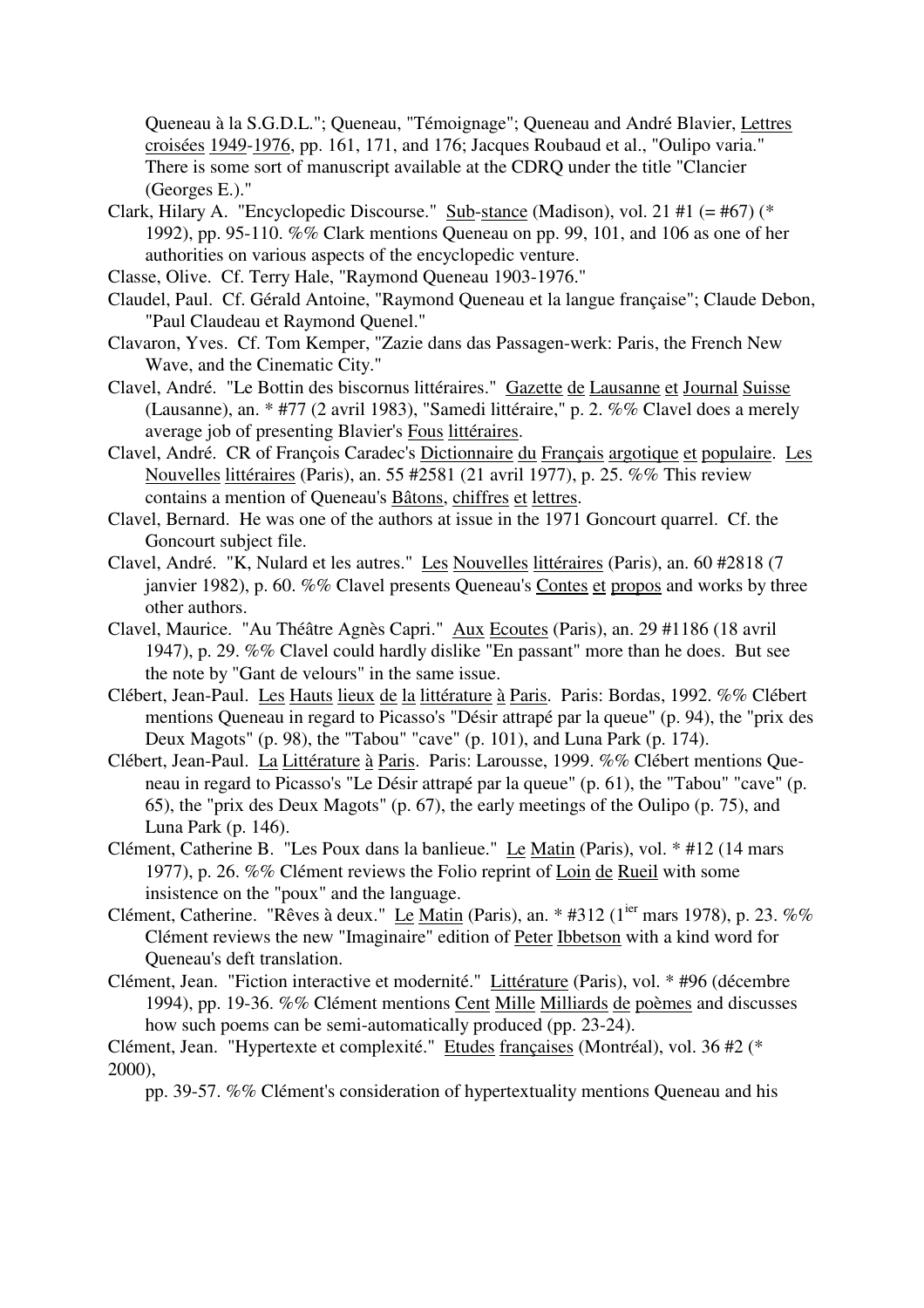Queneau à la S.G.D.L."; Queneau, "Témoignage"; Queneau and André Blavier, Lettres croisées 1949-1976, pp. 161, 171, and 176; Jacques Roubaud et al., "Oulipo varia." There is some sort of manuscript available at the CDRQ under the title "Clancier (Georges E.)."

Clark, Hilary A. "Encyclopedic Discourse." Sub-stance (Madison), vol. 21 #1 (= #67) (* 1992), pp. 95-110. %% Clark mentions Queneau on pp. 99, 101, and 106 as one of her authorities on various aspects of the encyclopedic venture.

Classe, Olive. Cf. Terry Hale, "Raymond Queneau 1903-1976."

Claudel, Paul. Cf. Gérald Antoine, "Raymond Queneau et la langue française"; Claude Debon, "Paul Claudeau et Raymond Quenel."

Clavaron, Yves. Cf. Tom Kemper, "Zazie dans das Passagen-werk: Paris, the French New Wave, and the Cinematic City."

Clavel, André. "Le Bottin des biscornus littéraires." Gazette de Lausanne et Journal Suisse (Lausanne), an. * #77 (2 avril 1983), "Samedi littéraire," p. 2. %% Clavel does a merely average job of presenting Blavier's Fous littéraires.

Clavel, André. CR of François Caradec's Dictionnaire du Français argotique et populaire. Les Nouvelles littéraires (Paris), an. 55 #2581 (21 avril 1977), p. 25. %% This review contains a mention of Queneau's Bâtons, chiffres et lettres.

Clavel, Bernard. He was one of the authors at issue in the 1971 Goncourt quarrel. Cf. the Goncourt subject file.

Clavel, André. "K, Nulard et les autres." Les Nouvelles littéraires (Paris), an. 60 #2818 (7 janvier 1982), p. 60. %% Clavel presents Queneau's Contes et propos and works by three other authors.

Clavel, Maurice. "Au Théâtre Agnès Capri." Aux Ecoutes (Paris), an. 29 #1186 (18 avril 1947), p. 29. %% Clavel could hardly dislike "En passant" more than he does. But see the note by "Gant de velours" in the same issue.

Clébert, Jean-Paul. Les Hauts lieux de la littérature à Paris. Paris: Bordas, 1992. %% Clébert mentions Queneau in regard to Picasso's "Désir attrapé par la queue" (p. 94), the "prix des Deux Magots" (p. 98), the "Tabou" "cave" (p. 101), and Luna Park (p. 174).

Clébert, Jean-Paul. La Littérature à Paris. Paris: Larousse, 1999. %% Clébert mentions Queneau in regard to Picasso's "Le Désir attrapé par la queue" (p. 61), the "Tabou" "cave" (p. 65), the "prix des Deux Magots" (p. 67), the early meetings of the Oulipo (p. 75), and Luna Park (p. 146).

Clément, Catherine B. "Les Poux dans la banlieue." Le Matin (Paris), vol. * #12 (14 mars 1977), p. 26. %% Clément reviews the Folio reprint of Loin de Rueil with some insistence on the "poux" and the language.

Clément, Catherine. "Rêves à deux." Le Matin (Paris), an. * #312 (1ier mars 1978), p. 23. %% Clément reviews the new "Imaginaire" edition of Peter Ibbetson with a kind word for Queneau's deft translation.

Clément, Jean. "Fiction interactive et modernité." Littérature (Paris), vol. * #96 (décembre 1994), pp. 19-36. %% Clément mentions Cent Mille Milliards de poèmes and discusses how such poems can be semi-automatically produced (pp. 23-24).

Clément, Jean. "Hypertexte et complexité." Etudes françaises (Montréal), vol. 36 #2 (* 2000), pp. 39-57. %% Clément's consideration of hypertextuality mentions Queneau and his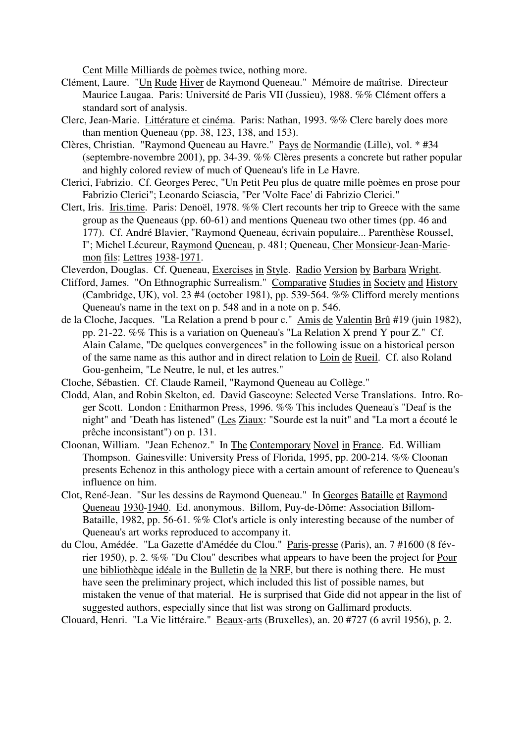Cent Mille Milliards de poèmes twice, nothing more.

Clément, Laure. "Un Rude Hiver de Raymond Queneau." Mémoire de maîtrise. Directeur Maurice Laugaa. Paris: Université de Paris VII (Jussieu), 1988. %% Clément offers a standard sort of analysis.

Clerc, Jean-Marie. Littérature et cinéma. Paris: Nathan, 1993. %% Clerc barely does more than mention Queneau (pp. 38, 123, 138, and 153).

Clères, Christian. "Raymond Queneau au Havre." Pays de Normandie (Lille), vol. * #34 (septembre-novembre 2001), pp. 34-39. %% Clères presents a concrete but rather popular and highly colored review of much of Queneau's life in Le Havre.

Clerici, Fabrizio. Cf. Georges Perec, "Un Petit Peu plus de quatre mille poèmes en prose pour Fabrizio Clerici"; Leonardo Sciascia, "Per 'Volte Face' di Fabrizio Clerici."

Clert, Iris. Iris.time. Paris: Denoël, 1978. %% Clert recounts her trip to Greece with the same group as the Queneaus (pp. 60-61) and mentions Queneau two other times (pp. 46 and 177). Cf. André Blavier, "Raymond Queneau, écrivain populaire... Parenthèse Roussel, I"; Michel Lécureur, Raymond Queneau, p. 481; Queneau, Cher Monsieur-Jean-Marie-mon fils: Lettres 1938-1971.

Cleverdon, Douglas. Cf. Queneau, Exercises in Style. Radio Version by Barbara Wright.

Clifford, James. "On Ethnographic Surrealism." Comparative Studies in Society and History (Cambridge, UK), vol. 23 #4 (october 1981), pp. 539-564. %% Clifford merely mentions Queneau's name in the text on p. 548 and in a note on p. 546.

de la Cloche, Jacques. "La Relation a prend b pour c." Amis de Valentin Brû #19 (juin 1982), pp. 21-22. %% This is a variation on Queneau's "La Relation X prend Y pour Z." Cf. Alain Calame, "De quelques convergences" in the following issue on a historical person of the same name as this author and in direct relation to Loin de Rueil. Cf. also Roland Gou-genheim, "Le Neutre, le nul, et les autres."

Cloche, Sébastien. Cf. Claude Rameil, "Raymond Queneau au Collège."

Clodd, Alan, and Robin Skelton, ed. David Gascoyne: Selected Verse Translations. Intro. Ro-ger Scott. London : Enitharmon Press, 1996. %% This includes Queneau's "Deaf is the night" and "Death has listened" (Les Ziaux: "Sourde est la nuit" and "La mort a écouté le prêche inconsistant") on p. 131.

Cloonan, William. "Jean Echenoz." In The Contemporary Novel in France. Ed. William Thompson. Gainesville: University Press of Florida, 1995, pp. 200-214. %% Cloonan presents Echenoz in this anthology piece with a certain amount of reference to Queneau's influence on him.

Clot, René-Jean. "Sur les dessins de Raymond Queneau." In Georges Bataille et Raymond Queneau 1930-1940. Ed. anonymous. Billom, Puy-de-Dôme: Association Billom-Bataille, 1982, pp. 56-61. %% Clot's article is only interesting because of the number of Queneau's art works reproduced to accompany it.

du Clou, Amédée. "La Gazette d'Amédée du Clou." Paris-presse (Paris), an. 7 #1600 (8 fév-rier 1950), p. 2. %% "Du Clou" describes what appears to have been the project for Pour une bibliothèque idéale in the Bulletin de la NRF, but there is nothing there. He must have seen the preliminary project, which included this list of possible names, but mistaken the venue of that material. He is surprised that Gide did not appear in the list of suggested authors, especially since that list was strong on Gallimard products.

Clouard, Henri. "La Vie littéraire." Beaux-arts (Bruxelles), an. 20 #727 (6 avril 1956), p. 2.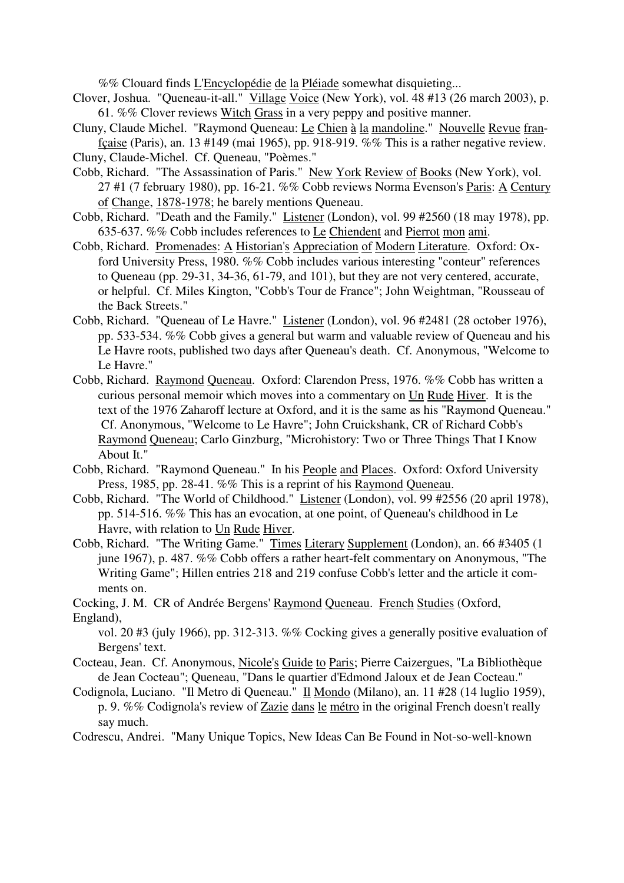%% Clouard finds L'Encyclopédie de la Pléiade somewhat disquieting...

Clover, Joshua. "Queneau-it-all." Village Voice (New York), vol. 48 #13 (26 march 2003), p. 61. %% Clover reviews Witch Grass in a very peppy and positive manner.

Cluny, Claude Michel. "Raymond Queneau: Le Chien à la mandoline." Nouvelle Revue française (Paris), an. 13 #149 (mai 1965), pp. 918-919. %% This is a rather negative review.

Cluny, Claude-Michel. Cf. Queneau, "Poèmes."

Cobb, Richard. "The Assassination of Paris." New York Review of Books (New York), vol. 27 #1 (7 february 1980), pp. 16-21. %% Cobb reviews Norma Evenson's Paris: A Century of Change, 1878-1978; he barely mentions Queneau.

Cobb, Richard. "Death and the Family." Listener (London), vol. 99 #2560 (18 may 1978), pp. 635-637. %% Cobb includes references to Le Chiendent and Pierrot mon ami.

Cobb, Richard. Promenades: A Historian's Appreciation of Modern Literature. Oxford: Oxford University Press, 1980. %% Cobb includes various interesting "conteur" references to Queneau (pp. 29-31, 34-36, 61-79, and 101), but they are not very centered, accurate, or helpful. Cf. Miles Kington, "Cobb's Tour de France"; John Weightman, "Rousseau of the Back Streets."

Cobb, Richard. "Queneau of Le Havre." Listener (London), vol. 96 #2481 (28 october 1976), pp. 533-534. %% Cobb gives a general but warm and valuable review of Queneau and his Le Havre roots, published two days after Queneau's death. Cf. Anonymous, "Welcome to Le Havre."

Cobb, Richard. Raymond Queneau. Oxford: Clarendon Press, 1976. %% Cobb has written a curious personal memoir which moves into a commentary on Un Rude Hiver. It is the text of the 1976 Zaharoff lecture at Oxford, and it is the same as his "Raymond Queneau." Cf. Anonymous, "Welcome to Le Havre"; John Cruickshank, CR of Richard Cobb's Raymond Queneau; Carlo Ginzburg, "Microhistory: Two or Three Things That I Know About It."

Cobb, Richard. "Raymond Queneau." In his People and Places. Oxford: Oxford University Press, 1985, pp. 28-41. %% This is a reprint of his Raymond Queneau.

Cobb, Richard. "The World of Childhood." Listener (London), vol. 99 #2556 (20 april 1978), pp. 514-516. %% This has an evocation, at one point, of Queneau's childhood in Le Havre, with relation to Un Rude Hiver.

Cobb, Richard. "The Writing Game." Times Literary Supplement (London), an. 66 #3405 (1 june 1967), p. 487. %% Cobb offers a rather heart-felt commentary on Anonymous, "The Writing Game"; Hillen entries 218 and 219 confuse Cobb's letter and the article it comments on.

Cocking, J. M. CR of Andrée Bergens' Raymond Queneau. French Studies (Oxford, England), vol. 20 #3 (july 1966), pp. 312-313. %% Cocking gives a generally positive evaluation of Bergens' text.

Cocteau, Jean. Cf. Anonymous, Nicole's Guide to Paris; Pierre Caizergues, "La Bibliothèque de Jean Cocteau"; Queneau, "Dans le quartier d'Edmond Jaloux et de Jean Cocteau."

Codignola, Luciano. "Il Metro di Queneau." Il Mondo (Milano), an. 11 #28 (14 luglio 1959), p. 9. %% Codignola's review of Zazie dans le métro in the original French doesn't really say much.

Codrescu, Andrei. "Many Unique Topics, New Ideas Can Be Found in Not-so-well-known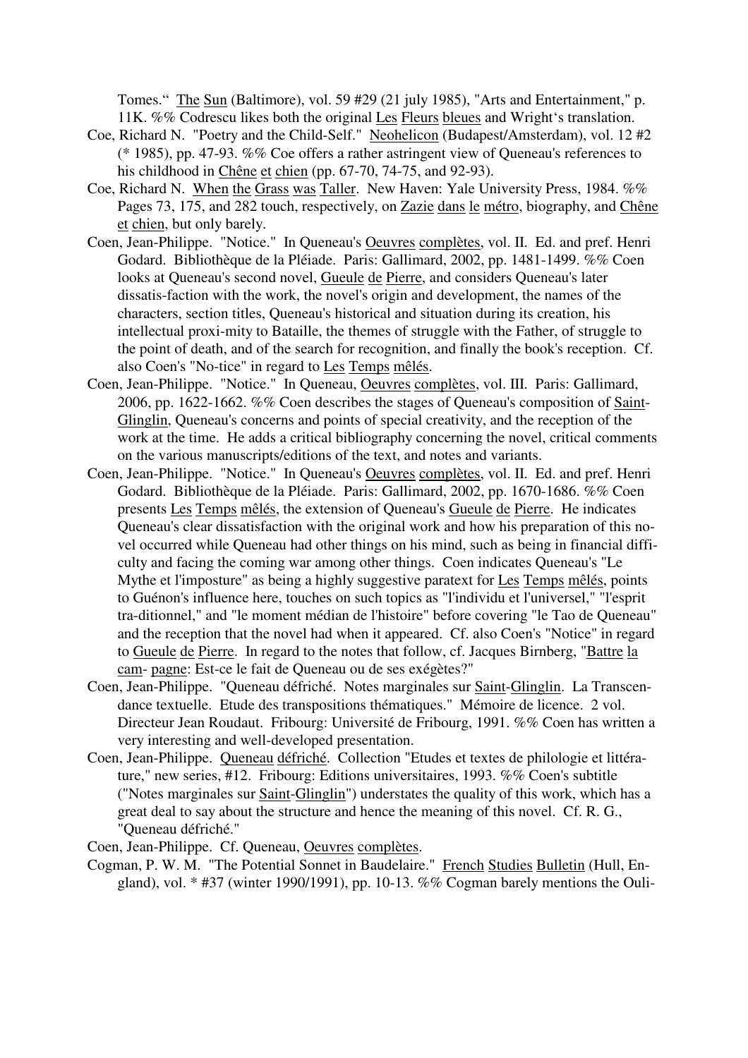Tomes." The Sun (Baltimore), vol. 59 #29 (21 july 1985), "Arts and Entertainment," p. 11K. %% Codrescu likes both the original Les Fleurs bleues and Wright's translation.

Coe, Richard N. "Poetry and the Child-Self." Neohelicon (Budapest/Amsterdam), vol. 12 #2 (* 1985), pp. 47-93. %% Coe offers a rather astringent view of Queneau's references to his childhood in Chêne et chien (pp. 67-70, 74-75, and 92-93).

Coe, Richard N. When the Grass was Taller. New Haven: Yale University Press, 1984. %% Pages 73, 175, and 282 touch, respectively, on Zazie dans le métro, biography, and Chêne et chien, but only barely.

Coen, Jean-Philippe. "Notice." In Queneau's Oeuvres complètes, vol. II. Ed. and pref. Henri Godard. Bibliothèque de la Pléiade. Paris: Gallimard, 2002, pp. 1481-1499. %% Coen looks at Queneau's second novel, Gueule de Pierre, and considers Queneau's later dissatis-faction with the work, the novel's origin and development, the names of the characters, section titles, Queneau's historical and situation during its creation, his intellectual proxi-mity to Bataille, the themes of struggle with the Father, of struggle to the point of death, and of the search for recognition, and finally the book's reception. Cf. also Coen's "No-tice" in regard to Les Temps mêlés.

Coen, Jean-Philippe. "Notice." In Queneau, Oeuvres complètes, vol. III. Paris: Gallimard, 2006, pp. 1622-1662. %% Coen describes the stages of Queneau's composition of Saint-Glinglin, Queneau's concerns and points of special creativity, and the reception of the work at the time. He adds a critical bibliography concerning the novel, critical comments on the various manuscripts/editions of the text, and notes and variants.

Coen, Jean-Philippe. "Notice." In Queneau's Oeuvres complètes, vol. II. Ed. and pref. Henri Godard. Bibliothèque de la Pléiade. Paris: Gallimard, 2002, pp. 1670-1686. %% Coen presents Les Temps mêlés, the extension of Queneau's Gueule de Pierre. He indicates Queneau's clear dissatisfaction with the original work and how his preparation of this no-vel occurred while Queneau had other things on his mind, such as being in financial diffi-culty and facing the coming war among other things. Coen indicates Queneau's "Le Mythe et l'imposture" as being a highly suggestive paratext for Les Temps mêlés, points to Guénon's influence here, touches on such topics as "l'individu et l'universel," "l'esprit tra-ditionnel," and "le moment médian de l'histoire" before covering "le Tao de Queneau" and the reception that the novel had when it appeared. Cf. also Coen's "Notice" in regard to Gueule de Pierre. In regard to the notes that follow, cf. Jacques Birnberg, "Battre la cam- pagne: Est-ce le fait de Queneau ou de ses exégètes?"

Coen, Jean-Philippe. "Queneau défriché. Notes marginales sur Saint-Glinglin. La Transcen-dance textuelle. Etude des transpositions thématiques." Mémoire de licence. 2 vol. Directeur Jean Roudaut. Fribourg: Université de Fribourg, 1991. %% Coen has written a very interesting and well-developed presentation.

Coen, Jean-Philippe. Queneau défriché. Collection "Etudes et textes de philologie et littéra-ture," new series, #12. Fribourg: Editions universitaires, 1993. %% Coen's subtitle ("Notes marginales sur Saint-Glinglin") understates the quality of this work, which has a great deal to say about the structure and hence the meaning of this novel. Cf. R. G., "Queneau défriché."

Coen, Jean-Philippe. Cf. Queneau, Oeuvres complètes.

Cogman, P. W. M. "The Potential Sonnet in Baudelaire." French Studies Bulletin (Hull, En-gland), vol. * #37 (winter 1990/1991), pp. 10-13. %% Cogman barely mentions the Ouli-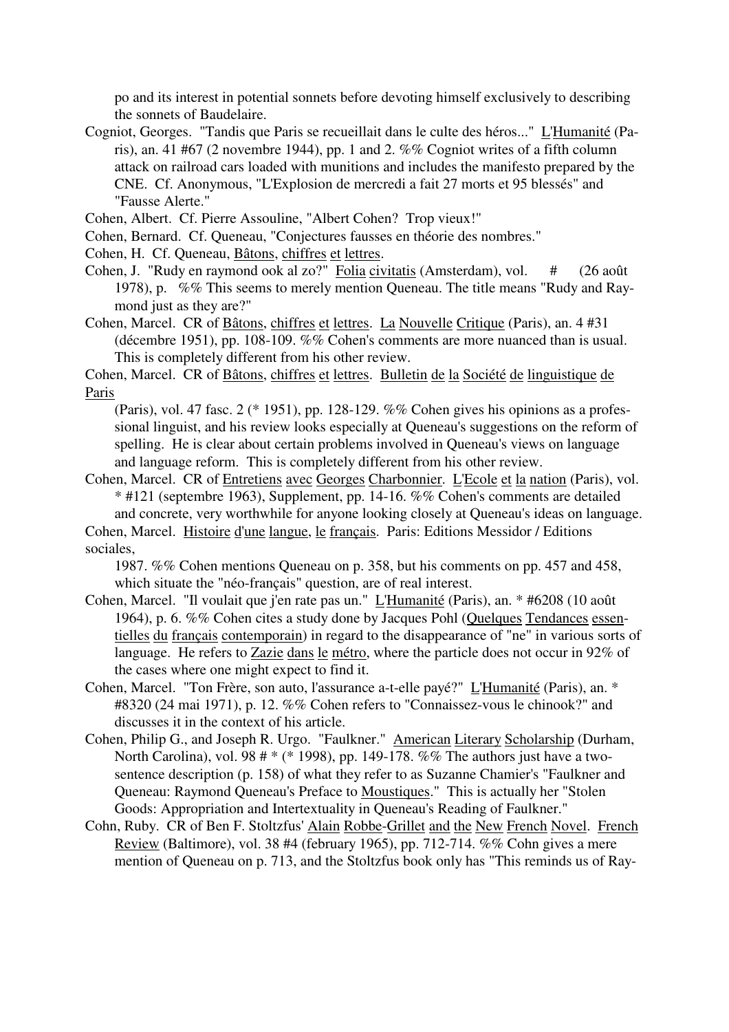po and its interest in potential sonnets before devoting himself exclusively to describing the sonnets of Baudelaire.

Cogniot, Georges. "Tandis que Paris se recueillait dans le culte des héros..." L'Humanité (Paris), an. 41 #67 (2 novembre 1944), pp. 1 and 2. %% Cogniot writes of a fifth column attack on railroad cars loaded with munitions and includes the manifesto prepared by the CNE. Cf. Anonymous, "L'Explosion de mercredi a fait 27 morts et 95 blessés" and "Fausse Alerte."

Cohen, Albert. Cf. Pierre Assouline, "Albert Cohen? Trop vieux!"

Cohen, Bernard. Cf. Queneau, "Conjectures fausses en théorie des nombres."

Cohen, H. Cf. Queneau, Bâtons, chiffres et lettres.

Cohen, J. "Rudy en raymond ook al zo?" Folia civitatis (Amsterdam), vol. # (26 août 1978), p. %% This seems to merely mention Queneau. The title means "Rudy and Raymond just as they are?"

Cohen, Marcel. CR of Bâtons, chiffres et lettres. La Nouvelle Critique (Paris), an. 4 #31 (décembre 1951), pp. 108-109. %% Cohen's comments are more nuanced than is usual. This is completely different from his other review.

Cohen, Marcel. CR of Bâtons, chiffres et lettres. Bulletin de la Société de linguistique de Paris (Paris), vol. 47 fasc. 2 (* 1951), pp. 128-129. %% Cohen gives his opinions as a professional linguist, and his review looks especially at Queneau's suggestions on the reform of spelling. He is clear about certain problems involved in Queneau's views on language and language reform. This is completely different from his other review.

Cohen, Marcel. CR of Entretiens avec Georges Charbonnier. L'Ecole et la nation (Paris), vol. * #121 (septembre 1963), Supplement, pp. 14-16. %% Cohen's comments are detailed and concrete, very worthwhile for anyone looking closely at Queneau's ideas on language.

Cohen, Marcel. Histoire d'une langue, le français. Paris: Editions Messidor / Editions sociales, 1987. %% Cohen mentions Queneau on p. 358, but his comments on pp. 457 and 458, which situate the "néo-français" question, are of real interest.

Cohen, Marcel. "Il voulait que j'en rate pas un." L'Humanité (Paris), an. * #6208 (10 août 1964), p. 6. %% Cohen cites a study done by Jacques Pohl (Quelques Tendances essentielles du français contemporain) in regard to the disappearance of "ne" in various sorts of language. He refers to Zazie dans le métro, where the particle does not occur in 92% of the cases where one might expect to find it.

Cohen, Marcel. "Ton Frère, son auto, l'assurance a-t-elle payé?" L'Humanité (Paris), an. * #8320 (24 mai 1971), p. 12. %% Cohen refers to "Connaissez-vous le chinook?" and discusses it in the context of his article.

Cohen, Philip G., and Joseph R. Urgo. "Faulkner." American Literary Scholarship (Durham, North Carolina), vol. 98 # * (* 1998), pp. 149-178. %% The authors just have a two-sentence description (p. 158) of what they refer to as Suzanne Chamier's "Faulkner and Queneau: Raymond Queneau's Preface to Moustiques." This is actually her "Stolen Goods: Appropriation and Intertextuality in Queneau's Reading of Faulkner."

Cohn, Ruby. CR of Ben F. Stoltzfus' Alain Robbe-Grillet and the New French Novel. French Review (Baltimore), vol. 38 #4 (february 1965), pp. 712-714. %% Cohn gives a mere mention of Queneau on p. 713, and the Stoltzfus book only has "This reminds us of Ray-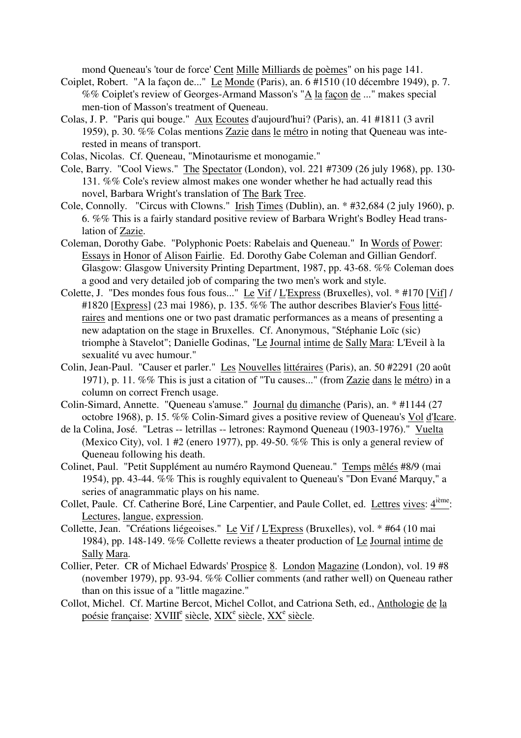mond Queneau's 'tour de force' Cent Mille Milliards de poèmes" on his page 141.

Coiplet, Robert. "A la façon de..." Le Monde (Paris), an. 6 #1510 (10 décembre 1949), p. 7. %% Coiplet's review of Georges-Armand Masson's "A la façon de ..." makes special men-tion of Masson's treatment of Queneau.

Colas, J. P. "Paris qui bouge." Aux Ecoutes d'aujourd'hui? (Paris), an. 41 #1811 (3 avril 1959), p. 30. %% Colas mentions Zazie dans le métro in noting that Queneau was inte-rested in means of transport.

Colas, Nicolas. Cf. Queneau, "Minotaurisme et monogamie."

Cole, Barry. "Cool Views." The Spectator (London), vol. 221 #7309 (26 july 1968), pp. 130-131. %% Cole's review almost makes one wonder whether he had actually read this novel, Barbara Wright's translation of The Bark Tree.

Cole, Connolly. "Circus with Clowns." Irish Times (Dublin), an. * #32,684 (2 july 1960), p. 6. %% This is a fairly standard positive review of Barbara Wright's Bodley Head translation of Zazie.

Coleman, Dorothy Gabe. "Polyphonic Poets: Rabelais and Queneau." In Words of Power: Essays in Honor of Alison Fairlie. Ed. Dorothy Gabe Coleman and Gillian Gendorf. Glasgow: Glasgow University Printing Department, 1987, pp. 43-68. %% Coleman does a good and very detailed job of comparing the two men's work and style.

Colette, J. "Des mondes fous fous fous..." Le Vif / L'Express (Bruxelles), vol. * #170 [Vif] / #1820 [Express] (23 mai 1986), p. 135. %% The author describes Blavier's Fous littéraires and mentions one or two past dramatic performances as a means of presenting a new adaptation on the stage in Bruxelles. Cf. Anonymous, "Stéphanie Loïc (sic) triomphe à Stavelot"; Danielle Godinas, "Le Journal intime de Sally Mara: L'Eveil à la sexualité vu avec humour."

Colin, Jean-Paul. "Causer et parler." Les Nouvelles littéraires (Paris), an. 50 #2291 (20 août 1971), p. 11. %% This is just a citation of "Tu causes..." (from Zazie dans le métro) in a column on correct French usage.

Colin-Simard, Annette. "Queneau s'amuse." Journal du dimanche (Paris), an. * #1144 (27 octobre 1968), p. 15. %% Colin-Simard gives a positive review of Queneau's Vol d'Icare.

de la Colina, José. "Letras -- letrillas -- letrones: Raymond Queneau (1903-1976)." Vuelta (Mexico City), vol. 1 #2 (enero 1977), pp. 49-50. %% This is only a general review of Queneau following his death.

Colinet, Paul. "Petit Supplément au numéro Raymond Queneau." Temps mêlés #8/9 (mai 1954), pp. 43-44. %% This is roughly equivalent to Queneau's "Don Evané Marquy," a series of anagrammatic plays on his name.

Collet, Paule. Cf. Catherine Boré, Line Carpentier, and Paule Collet, ed. Lettres vives: 4ième: Lectures, langue, expression.

Collette, Jean. "Créations liégeoises." Le Vif / L'Express (Bruxelles), vol. * #64 (10 mai 1984), pp. 148-149. %% Collette reviews a theater production of Le Journal intime de Sally Mara.

Collier, Peter. CR of Michael Edwards' Prospice 8. London Magazine (London), vol. 19 #8 (november 1979), pp. 93-94. %% Collier comments (and rather well) on Queneau rather than on this issue of a "little magazine."

Collot, Michel. Cf. Martine Bercot, Michel Collot, and Catriona Seth, ed., Anthologie de la poésie française: XVIIIe siècle, XIXe siècle, XXe siècle.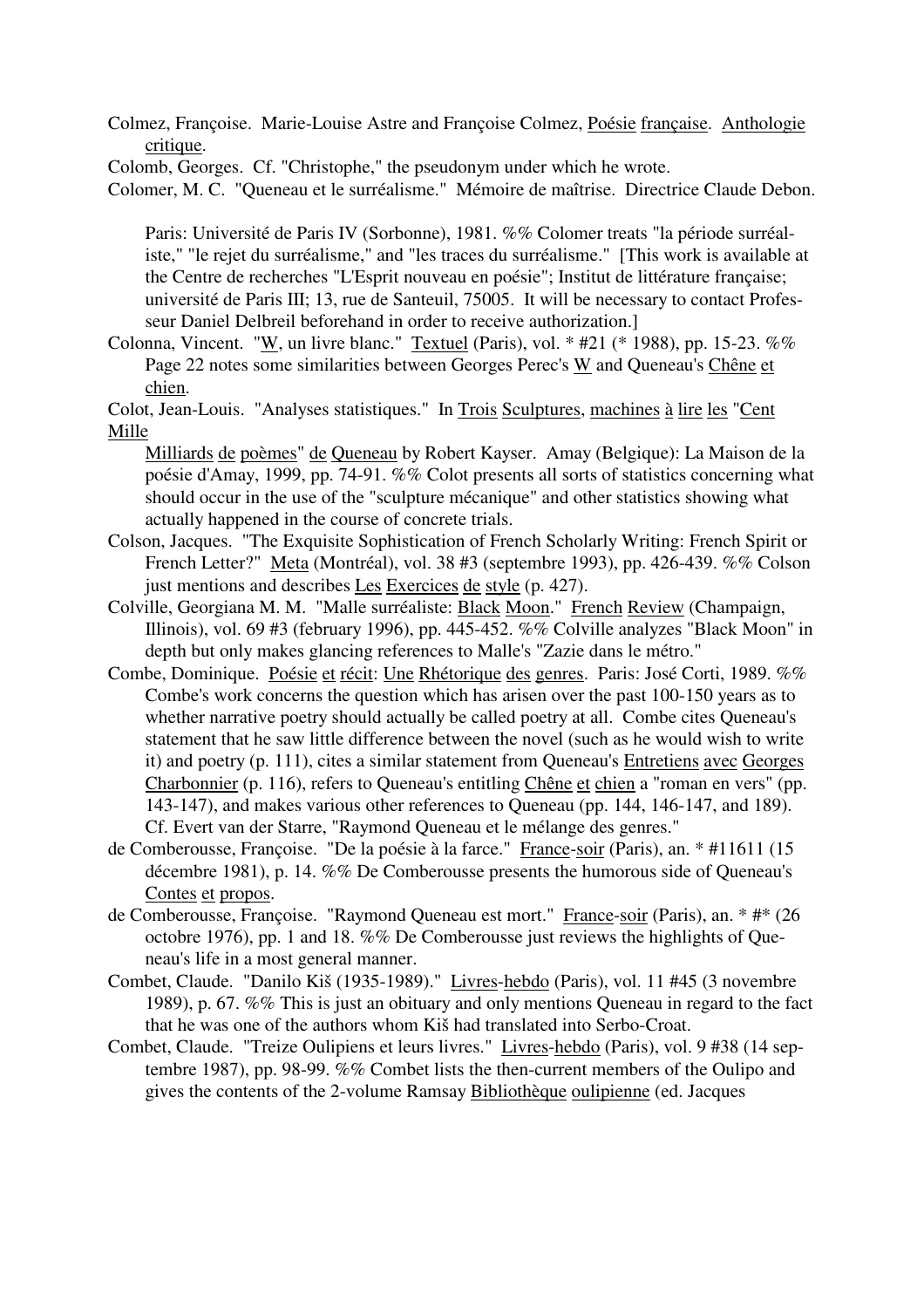Colmez, Françoise. Marie-Louise Astre and Françoise Colmez, Poésie française. Anthologie critique.

Colomb, Georges. Cf. "Christophe," the pseudonym under which he wrote.

Colomer, M. C. "Queneau et le surréalisme." Mémoire de maîtrise. Directrice Claude Debon. Paris: Université de Paris IV (Sorbonne), 1981. %% Colomer treats "la période surréaliste," "le rejet du surréalisme," and "les traces du surréalisme." [This work is available at the Centre de recherches "L'Esprit nouveau en poésie"; Institut de littérature française; université de Paris III; 13, rue de Santeuil, 75005. It will be necessary to contact Professeur Daniel Delbreil beforehand in order to receive authorization.]

Colonna, Vincent. "W, un livre blanc." Textuel (Paris), vol. * #21 (* 1988), pp. 15-23. %% Page 22 notes some similarities between Georges Perec's W and Queneau's Chêne et chien.

Colot, Jean-Louis. "Analyses statistiques." In Trois Sculptures, machines à lire les "Cent Mille Milliards de poèmes" de Queneau by Robert Kayser. Amay (Belgique): La Maison de la poésie d'Amay, 1999, pp. 74-91. %% Colot presents all sorts of statistics concerning what should occur in the use of the "sculpture mécanique" and other statistics showing what actually happened in the course of concrete trials.

Colson, Jacques. "The Exquisite Sophistication of French Scholarly Writing: French Spirit or French Letter?" Meta (Montréal), vol. 38 #3 (septembre 1993), pp. 426-439. %% Colson just mentions and describes Les Exercices de style (p. 427).

Colville, Georgiana M. M. "Malle surréaliste: Black Moon." French Review (Champaign, Illinois), vol. 69 #3 (february 1996), pp. 445-452. %% Colville analyzes "Black Moon" in depth but only makes glancing references to Malle's "Zazie dans le métro."

Combe, Dominique. Poésie et récit: Une Rhétorique des genres. Paris: José Corti, 1989. %% Combe's work concerns the question which has arisen over the past 100-150 years as to whether narrative poetry should actually be called poetry at all. Combe cites Queneau's statement that he saw little difference between the novel (such as he would wish to write it) and poetry (p. 111), cites a similar statement from Queneau's Entretiens avec Georges Charbonnier (p. 116), refers to Queneau's entitling Chêne et chien a "roman en vers" (pp. 143-147), and makes various other references to Queneau (pp. 144, 146-147, and 189). Cf. Evert van der Starre, "Raymond Queneau et le mélange des genres."

de Comberousse, Françoise. "De la poésie à la farce." France-soir (Paris), an. * #11611 (15 décembre 1981), p. 14. %% De Comberousse presents the humorous side of Queneau's Contes et propos.

de Comberousse, Françoise. "Raymond Queneau est mort." France-soir (Paris), an. * #* (26 octobre 1976), pp. 1 and 18. %% De Comberousse just reviews the highlights of Queneau's life in a most general manner.

Combet, Claude. "Danilo Kiš (1935-1989)." Livres-hebdo (Paris), vol. 11 #45 (3 novembre 1989), p. 67. %% This is just an obituary and only mentions Queneau in regard to the fact that he was one of the authors whom Kiš had translated into Serbo-Croat.

Combet, Claude. "Treize Oulipiens et leurs livres." Livres-hebdo (Paris), vol. 9 #38 (14 septembre 1987), pp. 98-99. %% Combet lists the then-current members of the Oulipo and gives the contents of the 2-volume Ramsay Bibliothèque oulipienne (ed. Jacques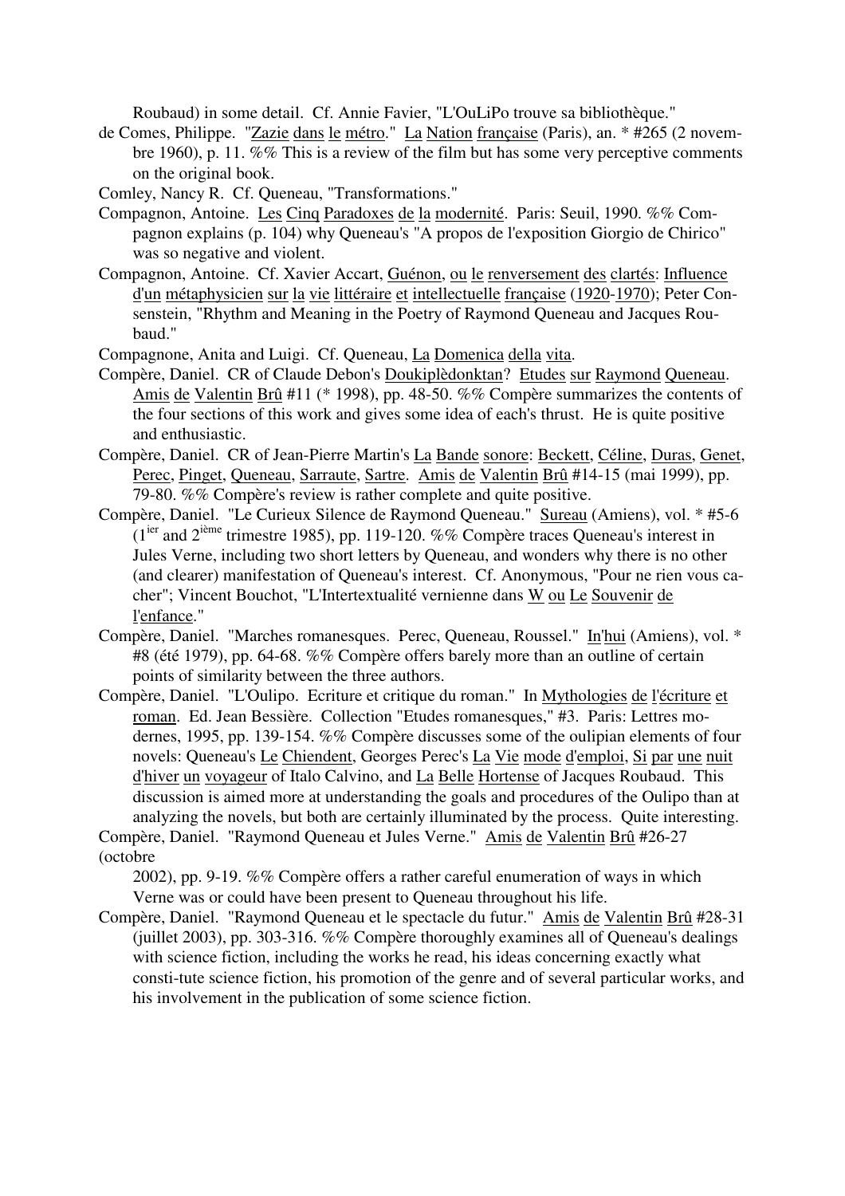Roubaud) in some detail. Cf. Annie Favier, "L'OuLiPo trouve sa bibliothèque."

de Comes, Philippe. "Zazie dans le métro." La Nation française (Paris), an. * #265 (2 novembre 1960), p. 11. %% This is a review of the film but has some very perceptive comments on the original book.

Comley, Nancy R. Cf. Queneau, "Transformations."

Compagnon, Antoine. Les Cinq Paradoxes de la modernité. Paris: Seuil, 1990. %% Compagnon explains (p. 104) why Queneau's "A propos de l'exposition Giorgio de Chirico" was so negative and violent.

Compagnon, Antoine. Cf. Xavier Accart, Guénon, ou le renversement des clartés: Influence d'un métaphysicien sur la vie littéraire et intellectuelle française (1920-1970); Peter Consenstein, "Rhythm and Meaning in the Poetry of Raymond Queneau and Jacques Roubaud."

Compagnone, Anita and Luigi. Cf. Queneau, La Domenica della vita.

Compère, Daniel. CR of Claude Debon's Doukiplèdonktan? Etudes sur Raymond Queneau. Amis de Valentin Brû #11 (* 1998), pp. 48-50. %% Compère summarizes the contents of the four sections of this work and gives some idea of each's thrust. He is quite positive and enthusiastic.

Compère, Daniel. CR of Jean-Pierre Martin's La Bande sonore: Beckett, Céline, Duras, Genet, Perec, Pinget, Queneau, Sarraute, Sartre. Amis de Valentin Brû #14-15 (mai 1999), pp. 79-80. %% Compère's review is rather complete and quite positive.

Compère, Daniel. "Le Curieux Silence de Raymond Queneau." Sureau (Amiens), vol. * #5-6 (1ier and 2ième trimestre 1985), pp. 119-120. %% Compère traces Queneau's interest in Jules Verne, including two short letters by Queneau, and wonders why there is no other (and clearer) manifestation of Queneau's interest. Cf. Anonymous, "Pour ne rien vous cacher"; Vincent Bouchot, "L'Intertextualité vernienne dans W ou Le Souvenir de l'enfance."

Compère, Daniel. "Marches romanesques. Perec, Queneau, Roussel." In'hui (Amiens), vol. * #8 (été 1979), pp. 64-68. %% Compère offers barely more than an outline of certain points of similarity between the three authors.

Compère, Daniel. "L'Oulipo. Ecriture et critique du roman." In Mythologies de l'écriture et roman. Ed. Jean Bessière. Collection "Etudes romanesques," #3. Paris: Lettres modernes, 1995, pp. 139-154. %% Compère discusses some of the oulipian elements of four novels: Queneau's Le Chiendent, Georges Perec's La Vie mode d'emploi, Si par une nuit d'hiver un voyageur of Italo Calvino, and La Belle Hortense of Jacques Roubaud. This discussion is aimed more at understanding the goals and procedures of the Oulipo than at analyzing the novels, but both are certainly illuminated by the process. Quite interesting.

Compère, Daniel. "Raymond Queneau et Jules Verne." Amis de Valentin Brû #26-27 (octobre 2002), pp. 9-19. %% Compère offers a rather careful enumeration of ways in which Verne was or could have been present to Queneau throughout his life.

Compère, Daniel. "Raymond Queneau et le spectacle du futur." Amis de Valentin Brû #28-31 (juillet 2003), pp. 303-316. %% Compère thoroughly examines all of Queneau's dealings with science fiction, including the works he read, his ideas concerning exactly what consti-tute science fiction, his promotion of the genre and of several particular works, and his involvement in the publication of some science fiction.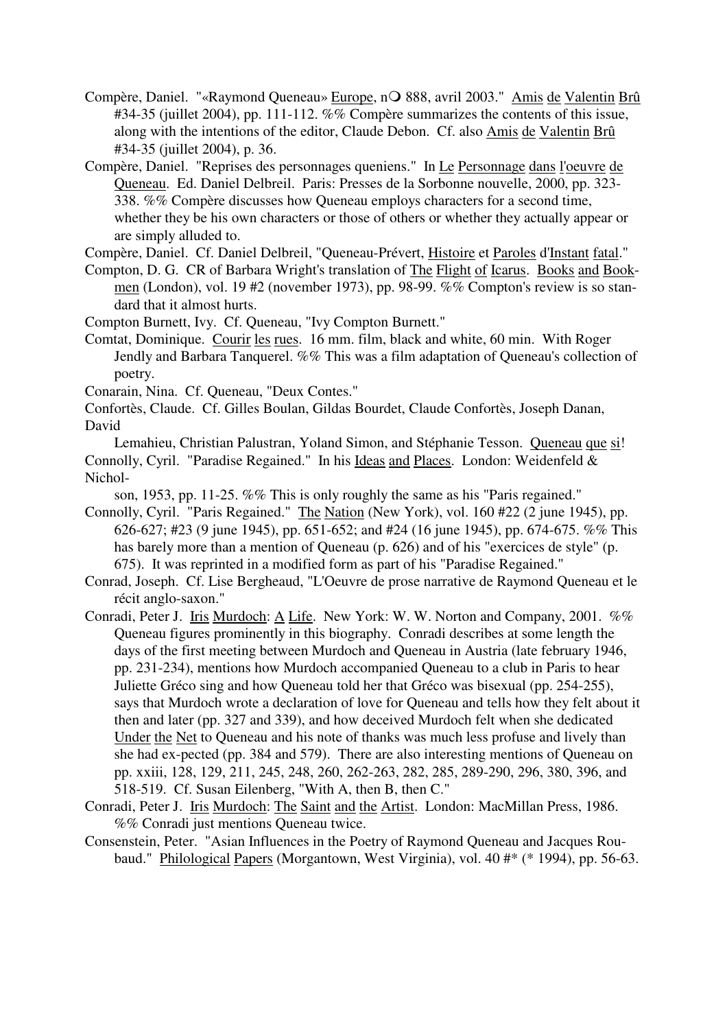Compère, Daniel. "«Raymond Queneau» Europe, n❍ 888, avril 2003." Amis de Valentin Brû #34-35 (juillet 2004), pp. 111-112. %% Compère summarizes the contents of this issue, along with the intentions of the editor, Claude Debon. Cf. also Amis de Valentin Brû #34-35 (juillet 2004), p. 36.

Compère, Daniel. "Reprises des personnages queniens." In Le Personnage dans l'oeuvre de Queneau. Ed. Daniel Delbreil. Paris: Presses de la Sorbonne nouvelle, 2000, pp. 323-338. %% Compère discusses how Queneau employs characters for a second time, whether they be his own characters or those of others or whether they actually appear or are simply alluded to.

Compère, Daniel. Cf. Daniel Delbreil, "Queneau-Prévert, Histoire et Paroles d'Instant fatal."

Compton, D. G. CR of Barbara Wright's translation of The Flight of Icarus. Books and Bookmen (London), vol. 19 #2 (november 1973), pp. 98-99. %% Compton's review is so standard that it almost hurts.

Compton Burnett, Ivy. Cf. Queneau, "Ivy Compton Burnett."

Comtat, Dominique. Courir les rues. 16 mm. film, black and white, 60 min. With Roger Jendly and Barbara Tanquerel. %% This was a film adaptation of Queneau's collection of poetry.

Conarain, Nina. Cf. Queneau, "Deux Contes."

Confortès, Claude. Cf. Gilles Boulan, Gildas Bourdet, Claude Confortès, Joseph Danan, David Lemahieu, Christian Palustran, Yoland Simon, and Stéphanie Tesson. Queneau que si!

Connolly, Cyril. "Paradise Regained." In his Ideas and Places. London: Weidenfeld & Nicholson, 1953, pp. 11-25. %% This is only roughly the same as his "Paris regained."

Connolly, Cyril. "Paris Regained." The Nation (New York), vol. 160 #22 (2 june 1945), pp. 626-627; #23 (9 june 1945), pp. 651-652; and #24 (16 june 1945), pp. 674-675. %% This has barely more than a mention of Queneau (p. 626) and of his "exercices de style" (p. 675). It was reprinted in a modified form as part of his "Paradise Regained."

Conrad, Joseph. Cf. Lise Bergheaud, "L'Oeuvre de prose narrative de Raymond Queneau et le récit anglo-saxon."

Conradi, Peter J. Iris Murdoch: A Life. New York: W. W. Norton and Company, 2001. %% Queneau figures prominently in this biography. Conradi describes at some length the days of the first meeting between Murdoch and Queneau in Austria (late february 1946, pp. 231-234), mentions how Murdoch accompanied Queneau to a club in Paris to hear Juliette Gréco sing and how Queneau told her that Gréco was bisexual (pp. 254-255), says that Murdoch wrote a declaration of love for Queneau and tells how they felt about it then and later (pp. 327 and 339), and how deceived Murdoch felt when she dedicated Under the Net to Queneau and his note of thanks was much less profuse and lively than she had ex-pected (pp. 384 and 579). There are also interesting mentions of Queneau on pp. xxiii, 128, 129, 211, 245, 248, 260, 262-263, 282, 285, 289-290, 296, 380, 396, and 518-519. Cf. Susan Eilenberg, "With A, then B, then C."

Conradi, Peter J. Iris Murdoch: The Saint and the Artist. London: MacMillan Press, 1986. %% Conradi just mentions Queneau twice.

Consenstein, Peter. "Asian Influences in the Poetry of Raymond Queneau and Jacques Roubaud." Philological Papers (Morgantown, West Virginia), vol. 40 #* (* 1994), pp. 56-63.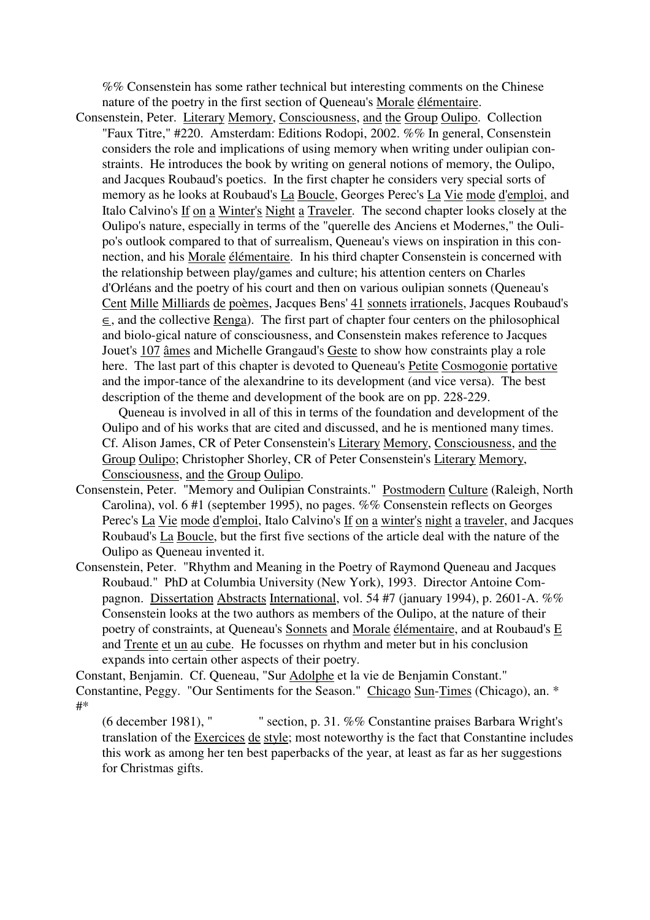%% Consenstein has some rather technical but interesting comments on the Chinese nature of the poetry in the first section of Queneau's Morale élémentaire.

Consenstein, Peter. Literary Memory, Consciousness, and the Group Oulipo. Collection "Faux Titre," #220. Amsterdam: Editions Rodopi, 2002. %% In general, Consenstein considers the role and implications of using memory when writing under oulipian constraints. He introduces the book by writing on general notions of memory, the Oulipo, and Jacques Roubaud's poetics. In the first chapter he considers very special sorts of memory as he looks at Roubaud's La Boucle, Georges Perec's La Vie mode d'emploi, and Italo Calvino's If on a Winter's Night a Traveler. The second chapter looks closely at the Oulipo's nature, especially in terms of the "querelle des Anciens et Modernes," the Oulipo's outlook compared to that of surrealism, Queneau's views on inspiration in this connection, and his Morale élémentaire. In his third chapter Consenstein is concerned with the relationship between play/games and culture; his attention centers on Charles d'Orléans and the poetry of his court and then on various oulipian sonnets (Queneau's Cent Mille Milliards de poèmes, Jacques Bens' 41 sonnets irrationels, Jacques Roubaud's ∈, and the collective Renga). The first part of chapter four centers on the philosophical and biolo-gical nature of consciousness, and Consenstein makes reference to Jacques Jouet's 107 âmes and Michelle Grangaud's Geste to show how constraints play a role here. The last part of this chapter is devoted to Queneau's Petite Cosmogonie portative and the impor-tance of the alexandrine to its development (and vice versa). The best description of the theme and development of the book are on pp. 228-229.

Queneau is involved in all of this in terms of the foundation and development of the Oulipo and of his works that are cited and discussed, and he is mentioned many times. Cf. Alison James, CR of Peter Consenstein's Literary Memory, Consciousness, and the Group Oulipo; Christopher Shorley, CR of Peter Consenstein's Literary Memory, Consciousness, and the Group Oulipo.

Consenstein, Peter. "Memory and Oulipian Constraints." Postmodern Culture (Raleigh, North Carolina), vol. 6 #1 (september 1995), no pages. %% Consenstein reflects on Georges Perec's La Vie mode d'emploi, Italo Calvino's If on a winter's night a traveler, and Jacques Roubaud's La Boucle, but the first five sections of the article deal with the nature of the Oulipo as Queneau invented it.

Consenstein, Peter. "Rhythm and Meaning in the Poetry of Raymond Queneau and Jacques Roubaud." PhD at Columbia University (New York), 1993. Director Antoine Compagnon. Dissertation Abstracts International, vol. 54 #7 (january 1994), p. 2601-A. %% Consenstein looks at the two authors as members of the Oulipo, at the nature of their poetry of constraints, at Queneau's Sonnets and Morale élémentaire, and at Roubaud's E and Trente et un au cube. He focusses on rhythm and meter but in his conclusion expands into certain other aspects of their poetry.

Constant, Benjamin. Cf. Queneau, "Sur Adolphe et la vie de Benjamin Constant."

Constantine, Peggy. "Our Sentiments for the Season." Chicago Sun-Times (Chicago), an. * #* (6 december 1981), "        " section, p. 31. %% Constantine praises Barbara Wright's translation of the Exercices de style; most noteworthy is the fact that Constantine includes this work as among her ten best paperbacks of the year, at least as far as her suggestions for Christmas gifts.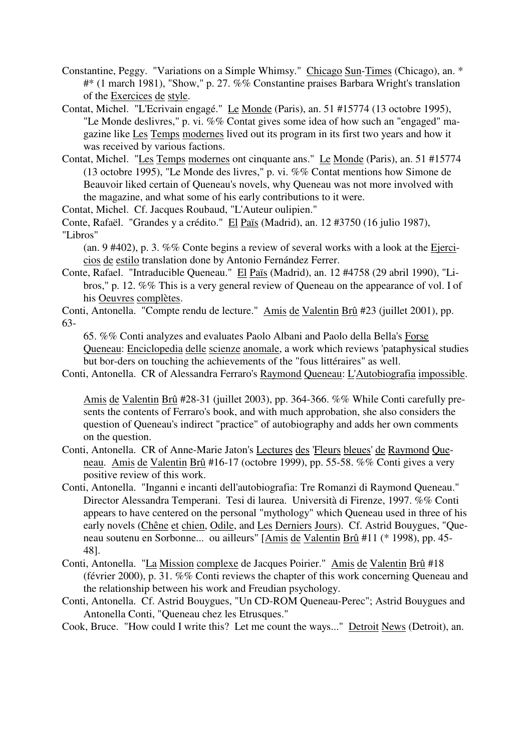Constantine, Peggy. "Variations on a Simple Whimsy." Chicago Sun-Times (Chicago), an. * #* (1 march 1981), "Show," p. 27. %% Constantine praises Barbara Wright's translation of the Exercices de style.

Contat, Michel. "L'Ecrivain engagé." Le Monde (Paris), an. 51 #15774 (13 octobre 1995), "Le Monde deslivres," p. vi. %% Contat gives some idea of how such an "engaged" magazine like Les Temps modernes lived out its program in its first two years and how it was received by various factions.

Contat, Michel. "Les Temps modernes ont cinquante ans." Le Monde (Paris), an. 51 #15774 (13 octobre 1995), "Le Monde des livres," p. vi. %% Contat mentions how Simone de Beauvoir liked certain of Queneau's novels, why Queneau was not more involved with the magazine, and what some of his early contributions to it were.

Contat, Michel. Cf. Jacques Roubaud, "L'Auteur oulipien."

Conte, Rafaël. "Grandes y a crédito." El Païs (Madrid), an. 12 #3750 (16 julio 1987), "Libros"

(an. 9 #402), p. 3. %% Conte begins a review of several works with a look at the Ejercicios de estilo translation done by Antonio Fernández Ferrer.

Conte, Rafael. "Intraducible Queneau." El Païs (Madrid), an. 12 #4758 (29 abril 1990), "Libros," p. 12. %% This is a very general review of Queneau on the appearance of vol. I of his Oeuvres complètes.

Conti, Antonella. "Compte rendu de lecture." Amis de Valentin Brû #23 (juillet 2001), pp. 63-

65. %% Conti analyzes and evaluates Paolo Albani and Paolo della Bella's Forse Queneau: Enciclopedia delle scienze anomale, a work which reviews 'pataphysical studies but bor-ders on touching the achievements of the "fous littéraires" as well.

Conti, Antonella. CR of Alessandra Ferraro's Raymond Queneau: L'Autobiografia impossible.

Amis de Valentin Brû #28-31 (juillet 2003), pp. 364-366. %% While Conti carefully presents the contents of Ferraro's book, and with much approbation, she also considers the question of Queneau's indirect "practice" of autobiography and adds her own comments on the question.

Conti, Antonella. CR of Anne-Marie Jaton's Lectures des 'Fleurs bleues' de Raymond Queneau. Amis de Valentin Brû #16-17 (octobre 1999), pp. 55-58. %% Conti gives a very positive review of this work.

Conti, Antonella. "Inganni e incanti dell'autobiografia: Tre Romanzi di Raymond Queneau." Director Alessandra Temperani. Tesi di laurea. Università di Firenze, 1997. %% Conti appears to have centered on the personal "mythology" which Queneau used in three of his early novels (Chêne et chien, Odile, and Les Derniers Jours). Cf. Astrid Bouygues, "Queneau soutenu en Sorbonne... ou ailleurs" [Amis de Valentin Brû #11 (* 1998), pp. 45-48].

Conti, Antonella. "La Mission complexe de Jacques Poirier." Amis de Valentin Brû #18 (février 2000), p. 31. %% Conti reviews the chapter of this work concerning Queneau and the relationship between his work and Freudian psychology.

Conti, Antonella. Cf. Astrid Bouygues, "Un CD-ROM Queneau-Perec"; Astrid Bouygues and Antonella Conti, "Queneau chez les Etrusques."

Cook, Bruce. "How could I write this? Let me count the ways..." Detroit News (Detroit), an.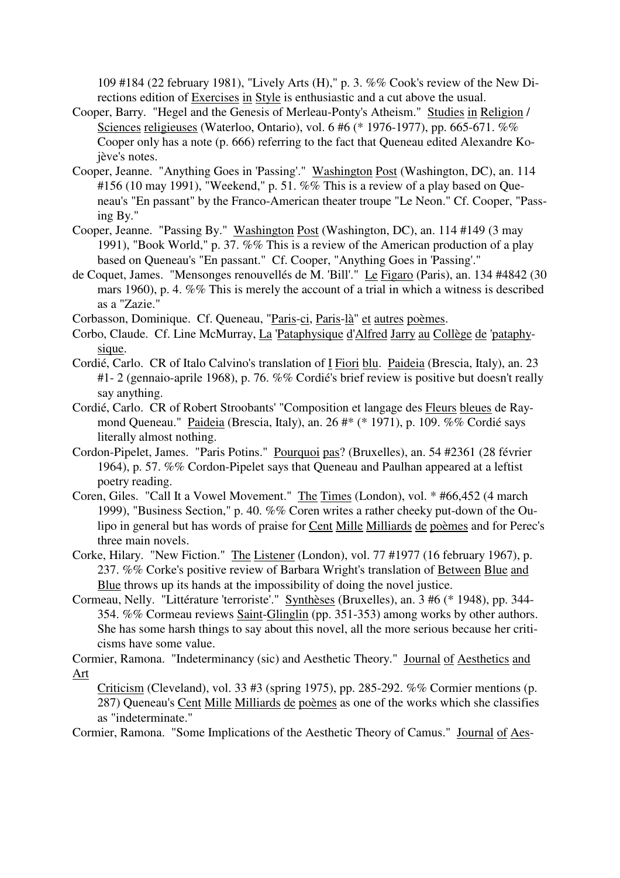109 #184 (22 february 1981), "Lively Arts (H)," p. 3. %% Cook's review of the New Directions edition of Exercises in Style is enthusiastic and a cut above the usual.

Cooper, Barry. "Hegel and the Genesis of Merleau-Ponty's Atheism." Studies in Religion / Sciences religieuses (Waterloo, Ontario), vol. 6 #6 (* 1976-1977), pp. 665-671. %% Cooper only has a note (p. 666) referring to the fact that Queneau edited Alexandre Kojève's notes.

Cooper, Jeanne. "Anything Goes in 'Passing'." Washington Post (Washington, DC), an. 114 #156 (10 may 1991), "Weekend," p. 51. %% This is a review of a play based on Queneau's "En passant" by the Franco-American theater troupe "Le Neon." Cf. Cooper, "Passing By."

Cooper, Jeanne. "Passing By." Washington Post (Washington, DC), an. 114 #149 (3 may 1991), "Book World," p. 37. %% This is a review of the American production of a play based on Queneau's "En passant." Cf. Cooper, "Anything Goes in 'Passing'."

de Coquet, James. "Mensonges renouvellés de M. 'Bill'." Le Figaro (Paris), an. 134 #4842 (30 mars 1960), p. 4. %% This is merely the account of a trial in which a witness is described as a "Zazie."

Corbasson, Dominique. Cf. Queneau, "Paris-ci, Paris-là" et autres poèmes.

Corbo, Claude. Cf. Line McMurray, La 'Pataphysique d'Alfred Jarry au Collège de 'pataphysique.

Cordié, Carlo. CR of Italo Calvino's translation of I Fiori blu. Paideia (Brescia, Italy), an. 23 #1- 2 (gennaio-aprile 1968), p. 76. %% Cordié's brief review is positive but doesn't really say anything.

Cordié, Carlo. CR of Robert Stroobants' "Composition et langage des Fleurs bleues de Raymond Queneau." Paideia (Brescia, Italy), an. 26 #* (* 1971), p. 109. %% Cordié says literally almost nothing.

Cordon-Pipelet, James. "Paris Potins." Pourquoi pas? (Bruxelles), an. 54 #2361 (28 février 1964), p. 57. %% Cordon-Pipelet says that Queneau and Paulhan appeared at a leftist poetry reading.

Coren, Giles. "Call It a Vowel Movement." The Times (London), vol. * #66,452 (4 march 1999), "Business Section," p. 40. %% Coren writes a rather cheeky put-down of the Oulipo in general but has words of praise for Cent Mille Milliards de poèmes and for Perec's three main novels.

Corke, Hilary. "New Fiction." The Listener (London), vol. 77 #1977 (16 february 1967), p. 237. %% Corke's positive review of Barbara Wright's translation of Between Blue and Blue throws up its hands at the impossibility of doing the novel justice.

Cormeau, Nelly. "Littérature 'terroriste'." Synthèses (Bruxelles), an. 3 #6 (* 1948), pp. 344-354. %% Cormeau reviews Saint-Glinglin (pp. 351-353) among works by other authors. She has some harsh things to say about this novel, all the more serious because her criticisms have some value.

Cormier, Ramona. "Indeterminancy (sic) and Aesthetic Theory." Journal of Aesthetics and Art Criticism (Cleveland), vol. 33 #3 (spring 1975), pp. 285-292. %% Cormier mentions (p. 287) Queneau's Cent Mille Milliards de poèmes as one of the works which she classifies as "indeterminate."

Cormier, Ramona. "Some Implications of the Aesthetic Theory of Camus." Journal of Aes-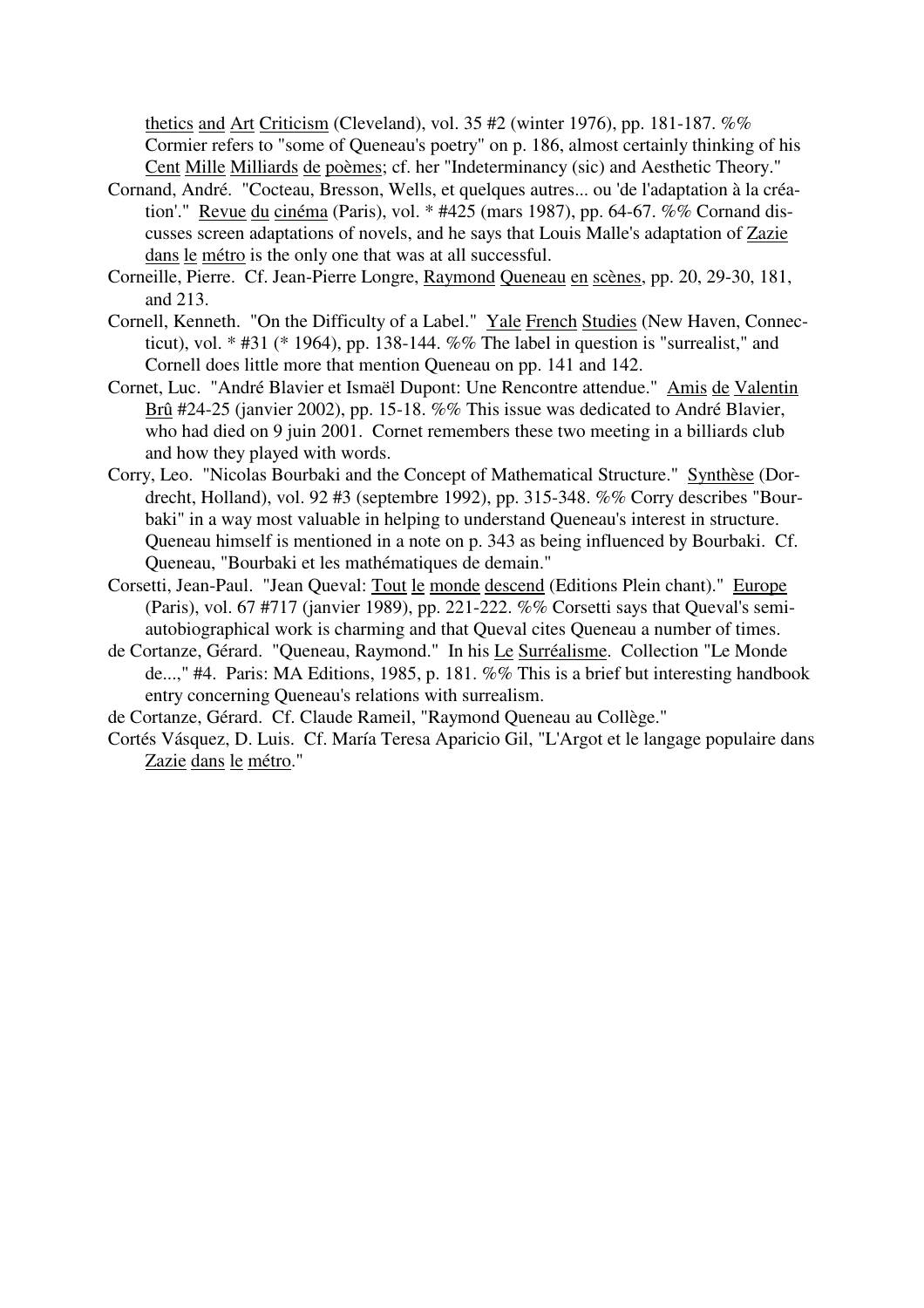thetics and Art Criticism (Cleveland), vol. 35 #2 (winter 1976), pp. 181-187. %% Cormier refers to "some of Queneau's poetry" on p. 186, almost certainly thinking of his Cent Mille Milliards de poèmes; cf. her "Indeterminancy (sic) and Aesthetic Theory."

Cornand, André. "Cocteau, Bresson, Wells, et quelques autres... ou 'de l'adaptation à la création'." Revue du cinéma (Paris), vol. * #425 (mars 1987), pp. 64-67. %% Cornand discusses screen adaptations of novels, and he says that Louis Malle's adaptation of Zazie dans le métro is the only one that was at all successful.

Corneille, Pierre. Cf. Jean-Pierre Longre, Raymond Queneau en scènes, pp. 20, 29-30, 181, and 213.

Cornell, Kenneth. "On the Difficulty of a Label." Yale French Studies (New Haven, Connecticut), vol. * #31 (* 1964), pp. 138-144. %% The label in question is "surrealist," and Cornell does little more that mention Queneau on pp. 141 and 142.

Cornet, Luc. "André Blavier et Ismaël Dupont: Une Rencontre attendue." Amis de Valentin Brû #24-25 (janvier 2002), pp. 15-18. %% This issue was dedicated to André Blavier, who had died on 9 juin 2001. Cornet remembers these two meeting in a billiards club and how they played with words.

Corry, Leo. "Nicolas Bourbaki and the Concept of Mathematical Structure." Synthèse (Dordrecht, Holland), vol. 92 #3 (septembre 1992), pp. 315-348. %% Corry describes "Bourbaki" in a way most valuable in helping to understand Queneau's interest in structure. Queneau himself is mentioned in a note on p. 343 as being influenced by Bourbaki. Cf. Queneau, "Bourbaki et les mathématiques de demain."

Corsetti, Jean-Paul. "Jean Queval: Tout le monde descend (Editions Plein chant)." Europe (Paris), vol. 67 #717 (janvier 1989), pp. 221-222. %% Corsetti says that Queval's semi-autobiographical work is charming and that Queval cites Queneau a number of times.

de Cortanze, Gérard. "Queneau, Raymond." In his Le Surréalisme. Collection "Le Monde de...," #4. Paris: MA Editions, 1985, p. 181. %% This is a brief but interesting handbook entry concerning Queneau's relations with surrealism.

de Cortanze, Gérard. Cf. Claude Rameil, "Raymond Queneau au Collège."

Cortés Vásquez, D. Luis. Cf. María Teresa Aparicio Gil, "L'Argot et le langage populaire dans Zazie dans le métro."